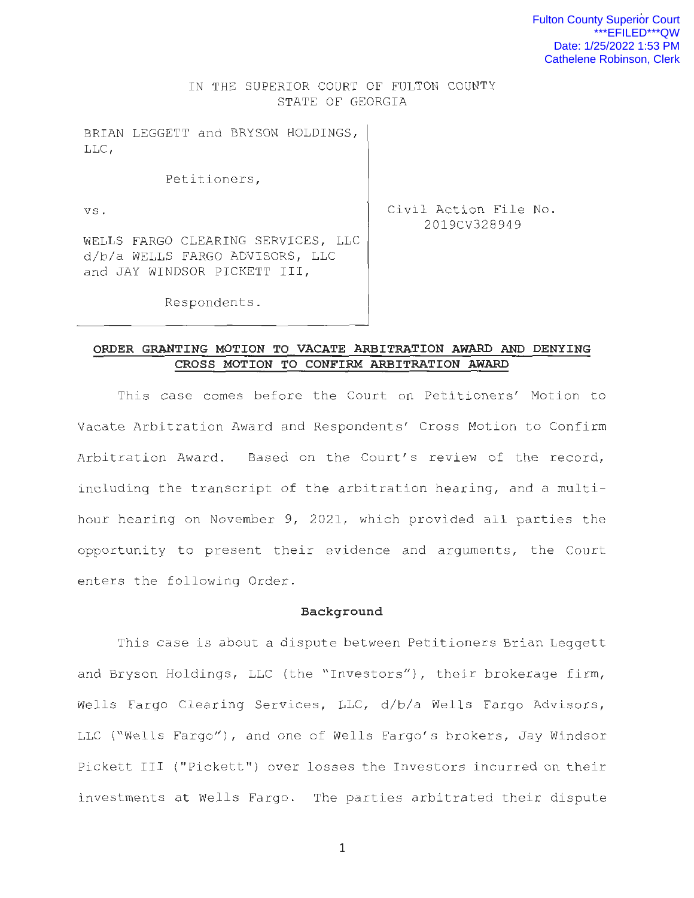Fulton County Superior Court
***EFILED***QW
Date: 1/25/2022 1:53 PM
Cathelene Robinson, Clerk

IN THE SUPERIOR COURT OF FULTON COUNTY
STATE OF GEORGIA

| | |
|---|---|
| BRIAN LEGGETT and BRYSON HOLDINGS, LLC,<br><br>Petitioners,<br><br>vs.<br><br>WELLS FARGO CLEARING SERVICES, LLC d/b/a WELLS FARGO ADVISORS, LLC and JAY WINDSOR PICKETT III,<br><br>Respondents. | Civil Action File No. 2019CV328949 |

**ORDER GRANTING MOTION TO VACATE ARBITRATION AWARD AND DENYING CROSS MOTION TO CONFIRM ARBITRATION AWARD**

This case comes before the Court on Petitioners' Motion to Vacate Arbitration Award and Respondents' Cross Motion to Confirm Arbitration Award. Based on the Court's review of the record, including the transcript of the arbitration hearing, and a multi-hour hearing on November 9, 2021, which provided all parties the opportunity to present their evidence and arguments, the Court enters the following Order.

**Background**

This case is about a dispute between Petitioners Brian Leggett and Bryson Holdings, LLC (the "Investors"), their brokerage firm, Wells Fargo Clearing Services, LLC, d/b/a Wells Fargo Advisors, LLC ("Wells Fargo"), and one of Wells Fargo's brokers, Jay Windsor Pickett III ("Pickett") over losses the Investors incurred on their investments at Wells Fargo. The parties arbitrated their dispute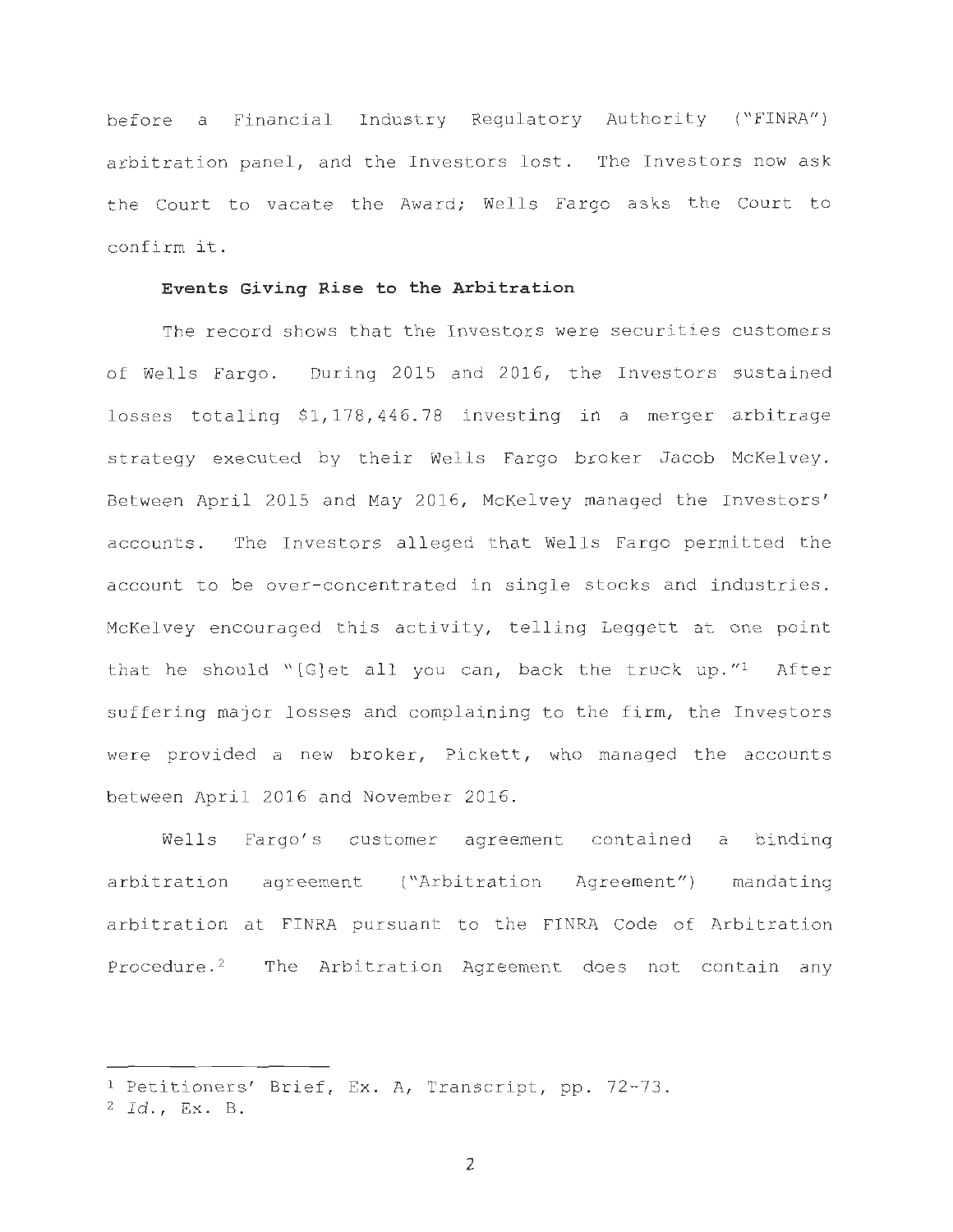before a Financial Industry Regulatory Authority ("FINRA") arbitration panel, and the Investors lost. The Investors now ask the Court to vacate the Award; Wells Fargo asks the Court to confirm it.

**Events Giving Rise to the Arbitration**

The record shows that the Investors were securities customers of Wells Fargo. During 2015 and 2016, the Investors sustained losses totaling $1,178,446.78 investing in a merger arbitrage strategy executed by their Wells Fargo broker Jacob McKelvey. Between April 2015 and May 2016, McKelvey managed the Investors' accounts. The Investors alleged that Wells Fargo permitted the account to be over-concentrated in single stocks and industries. McKelvey encouraged this activity, telling Leggett at one point that he should "[G]et all you can, back the truck up."[1] After suffering major losses and complaining to the firm, the Investors were provided a new broker, Pickett, who managed the accounts between April 2016 and November 2016.

Wells Fargo's customer agreement contained a binding arbitration agreement ("Arbitration Agreement") mandating arbitration at FINRA pursuant to the FINRA Code of Arbitration Procedure.[2] The Arbitration Agreement does not contain any

---

[1] Petitioners' Brief, Ex. A, Transcript, pp. 72-73.

[2] *Id.*, Ex. B.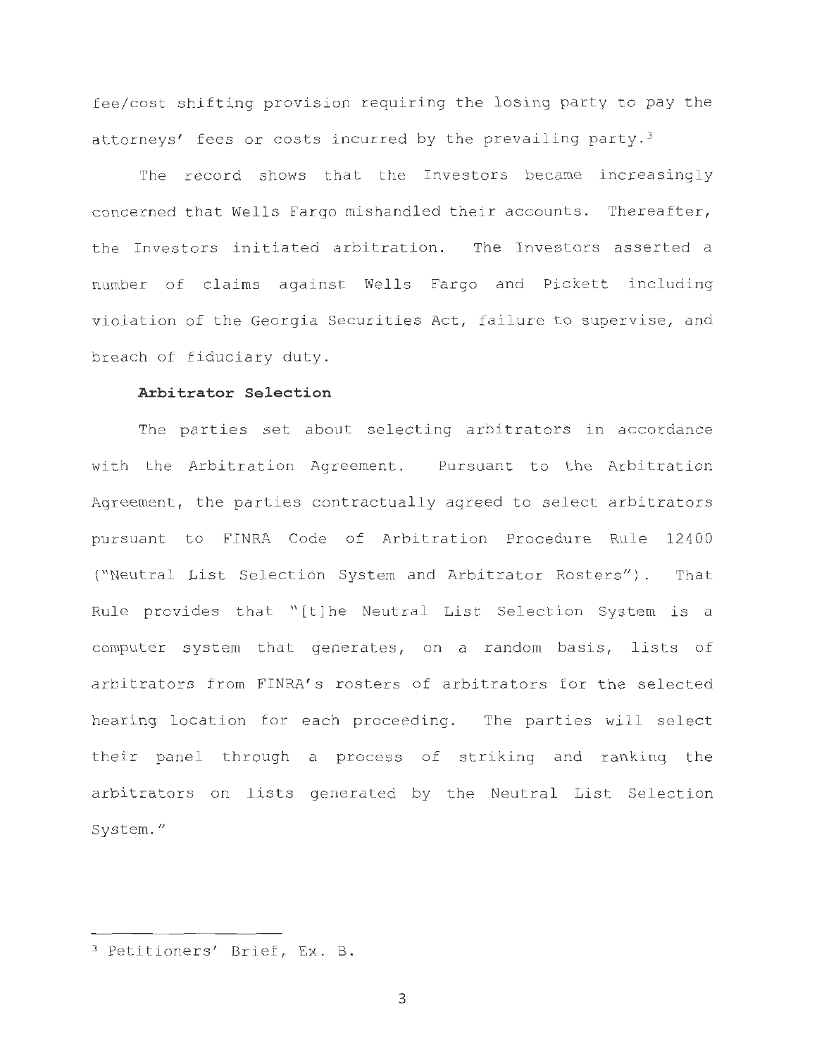fee/cost shifting provision requiring the losing party to pay the attorneys' fees or costs incurred by the prevailing party.[3]

The record shows that the Investors became increasingly concerned that Wells Fargo mishandled their accounts. Thereafter, the Investors initiated arbitration. The Investors asserted a number of claims against Wells Fargo and Pickett including violation of the Georgia Securities Act, failure to supervise, and breach of fiduciary duty.

**Arbitrator Selection**

The parties set about selecting arbitrators in accordance with the Arbitration Agreement. Pursuant to the Arbitration Agreement, the parties contractually agreed to select arbitrators pursuant to FINRA Code of Arbitration Procedure Rule 12400 ("Neutral List Selection System and Arbitrator Rosters"). That Rule provides that "[t]he Neutral List Selection System is a computer system that generates, on a random basis, lists of arbitrators from FINRA's rosters of arbitrators for the selected hearing location for each proceeding. The parties will select their panel through a process of striking and ranking the arbitrators on lists generated by the Neutral List Selection System."

---

[3] Petitioners' Brief, Ex. B.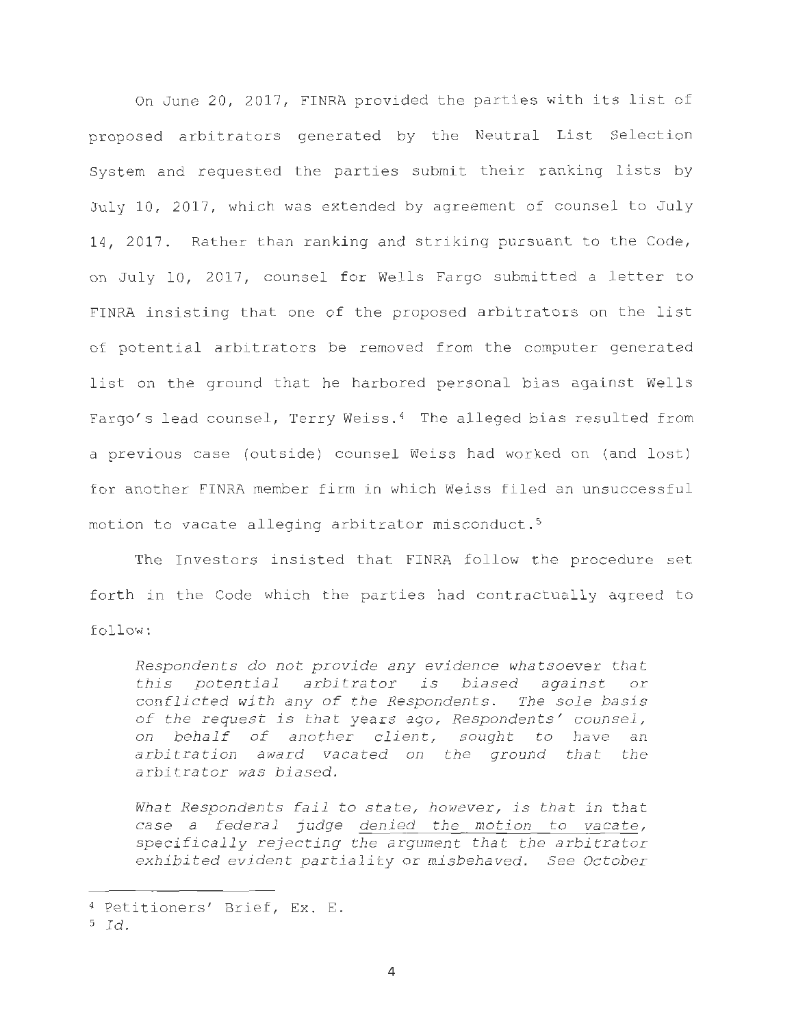On June 20, 2017, FINRA provided the parties with its list of proposed arbitrators generated by the Neutral List Selection System and requested the parties submit their ranking lists by July 10, 2017, which was extended by agreement of counsel to July 14, 2017. Rather than ranking and striking pursuant to the Code, on July 10, 2017, counsel for Wells Fargo submitted a letter to FINRA insisting that one of the proposed arbitrators on the list of potential arbitrators be removed from the computer generated list on the ground that he harbored personal bias against Wells Fargo's lead counsel, Terry Weiss.[4] The alleged bias resulted from a previous case (outside) counsel Weiss had worked on (and lost) for another FINRA member firm in which Weiss filed an unsuccessful motion to vacate alleging arbitrator misconduct.[5]

The Investors insisted that FINRA follow the procedure set forth in the Code which the parties had contractually agreed to follow:

> *Respondents do not provide any evidence whatsoever that this potential arbitrator is biased against or conflicted with any of the Respondents. The sole basis of the request is that years ago, Respondents' counsel, on behalf of another client, sought to have an arbitration award vacated on the ground that the arbitrator was biased.*
>
> *What Respondents fail to state, however, is that in that case a federal judge denied the motion to vacate, specifically rejecting the argument that the arbitrator exhibited evident partiality or misbehaved. See October*

---

[4] Petitioners' Brief, Ex. E.

[5] *Id.*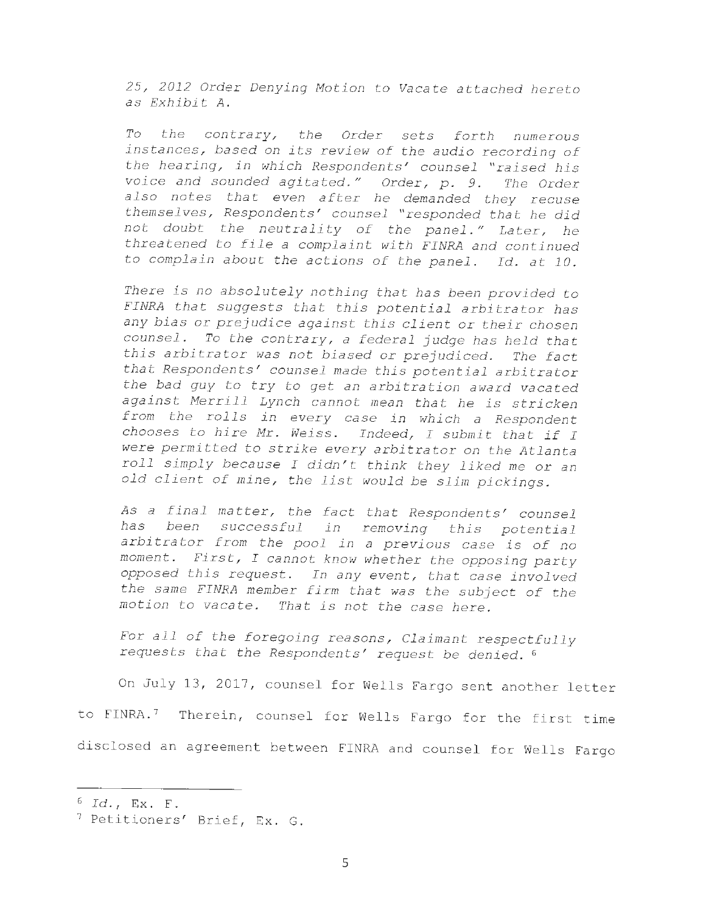*25, 2012 Order Denying Motion to Vacate attached hereto as Exhibit A.*

*To the contrary, the Order sets forth numerous instances, based on its review of the audio recording of the hearing, in which Respondents' counsel "raised his voice and sounded agitated." Order, p. 9. The Order also notes that even after he demanded they recuse themselves, Respondents' counsel "responded that he did not doubt the neutrality of the panel." Later, he threatened to file a complaint with FINRA and continued to complain about the actions of the panel. Id. at 10.*

*There is no absolutely nothing that has been provided to FINRA that suggests that this potential arbitrator has any bias or prejudice against this client or their chosen counsel. To the contrary, a federal judge has held that this arbitrator was not biased or prejudiced. The fact that Respondents' counsel made this potential arbitrator the bad guy to try to get an arbitration award vacated against Merrill Lynch cannot mean that he is stricken from the rolls in every case in which a Respondent chooses to hire Mr. Weiss. Indeed, I submit that if I were permitted to strike every arbitrator on the Atlanta roll simply because I didn't think they liked me or an old client of mine, the list would be slim pickings.*

*As a final matter, the fact that Respondents' counsel has been successful in removing this potential arbitrator from the pool in a previous case is of no moment. First, I cannot know whether the opposing party opposed this request. In any event, that case involved the same FINRA member firm that was the subject of the motion to vacate. That is not the case here.*

*For all of the foregoing reasons, Claimant respectfully requests that the Respondents' request be denied.* [6]

On July 13, 2017, counsel for Wells Fargo sent another letter to FINRA.[7] Therein, counsel for Wells Fargo for the first time disclosed an agreement between FINRA and counsel for Wells Fargo

---

[6] *Id.*, Ex. F.

[7] Petitioners' Brief, Ex. G.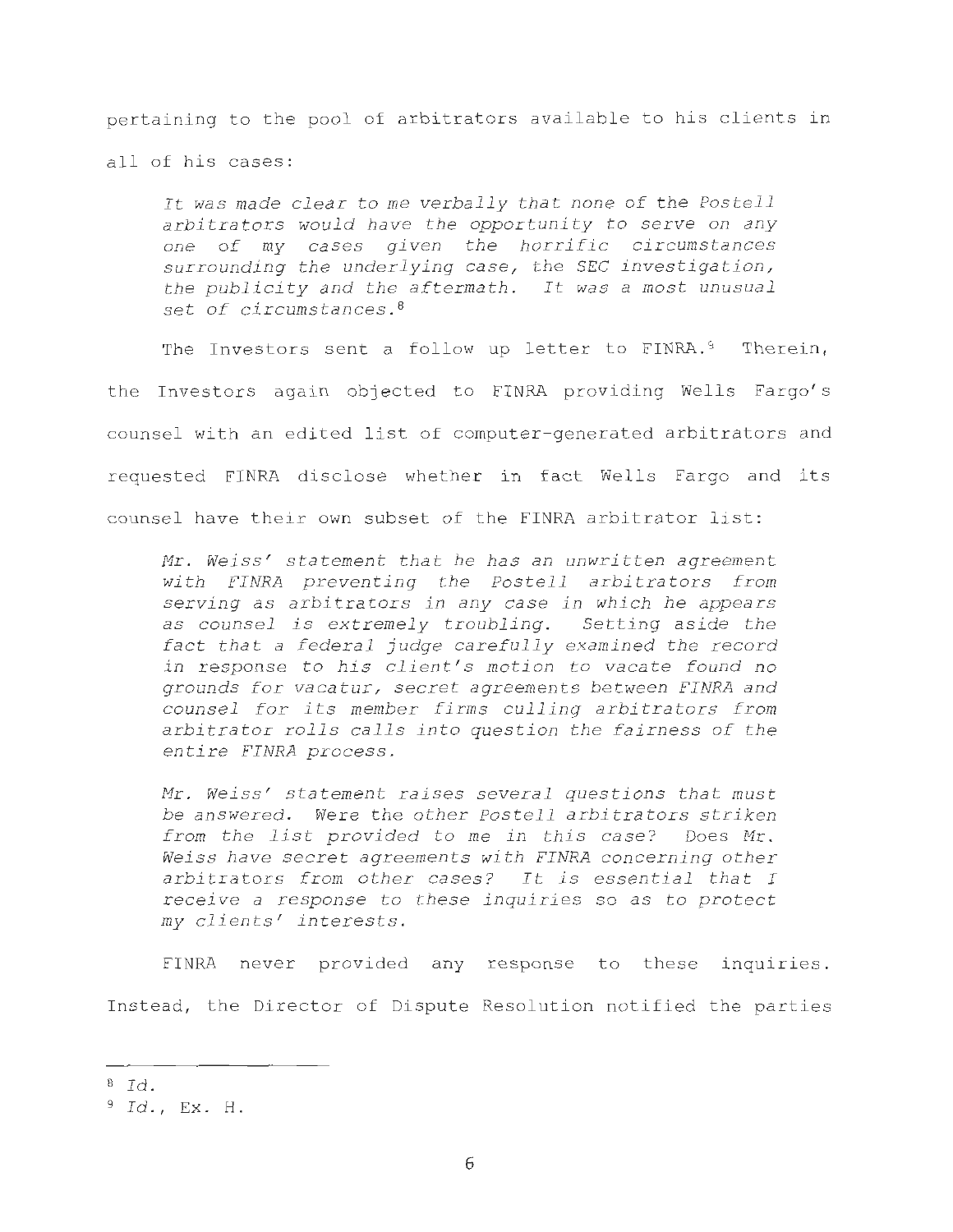pertaining to the pool of arbitrators available to his clients in all of his cases:

> *It was made clear to me verbally that none of the Postell arbitrators would have the opportunity to serve on any one of my cases given the horrific circumstances surrounding the underlying case, the SEC investigation, the publicity and the aftermath. It was a most unusual set of circumstances.*[8]

The Investors sent a follow up letter to FINRA.[9] Therein, the Investors again objected to FINRA providing Wells Fargo's counsel with an edited list of computer-generated arbitrators and requested FINRA disclose whether in fact Wells Fargo and its counsel have their own subset of the FINRA arbitrator list:

> *Mr. Weiss' statement that he has an unwritten agreement with FINRA preventing the Postell arbitrators from serving as arbitrators in any case in which he appears as counsel is extremely troubling. Setting aside the fact that a federal judge carefully examined the record in response to his client's motion to vacate found no grounds for vacatur, secret agreements between FINRA and counsel for its member firms culling arbitrators from arbitrator rolls calls into question the fairness of the entire FINRA process.*
>
> *Mr. Weiss' statement raises several questions that must be answered. Were the other Postell arbitrators striken from the list provided to me in this case? Does Mr. Weiss have secret agreements with FINRA concerning other arbitrators from other cases? It is essential that I receive a response to these inquiries so as to protect my clients' interests.*

FINRA never provided any response to these inquiries. Instead, the Director of Dispute Resolution notified the parties

---

[8] *Id.*

[9] *Id.*, Ex. H.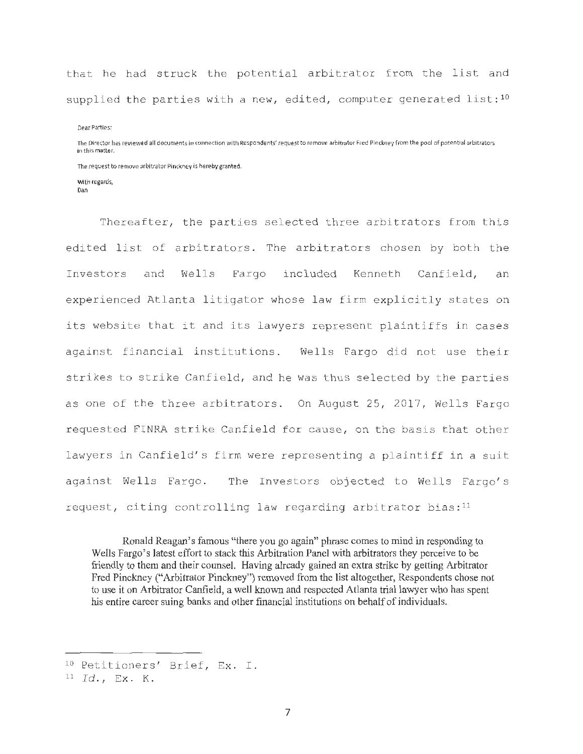that he had struck the potential arbitrator from the list and supplied the parties with a new, edited, computer generated list:[10]

> Dear Parties:
>
> The Director has reviewed all documents in connection with Respondents' request to remove arbitrator Fred Pinckney from the pool of potential arbitrators in this matter.
>
> The request to remove arbitrator Pinckney is hereby granted.
>
> With regards,
> Dan

Thereafter, the parties selected three arbitrators from this edited list of arbitrators. The arbitrators chosen by both the Investors and Wells Fargo included Kenneth Canfield, an experienced Atlanta litigator whose law firm explicitly states on its website that it and its lawyers represent plaintiffs in cases against financial institutions. Wells Fargo did not use their strikes to strike Canfield, and he was thus selected by the parties as one of the three arbitrators. On August 25, 2017, Wells Fargo requested FINRA strike Canfield for cause, on the basis that other lawyers in Canfield's firm were representing a plaintiff in a suit against Wells Fargo. The Investors objected to Wells Fargo's request, citing controlling law regarding arbitrator bias:[11]

> Ronald Reagan's famous "there you go again" phrase comes to mind in responding to Wells Fargo's latest effort to stack this Arbitration Panel with arbitrators they perceive to be friendly to them and their counsel. Having already gained an extra strike by getting Arbitrator Fred Pinckney ("Arbitrator Pinckney") removed from the list altogether, Respondents chose not to use it on Arbitrator Canfield, a well known and respected Atlanta trial lawyer who has spent his entire career suing banks and other financial institutions on behalf of individuals.

---

[10] Petitioners' Brief, Ex. I.

[11] *Id.*, Ex. K.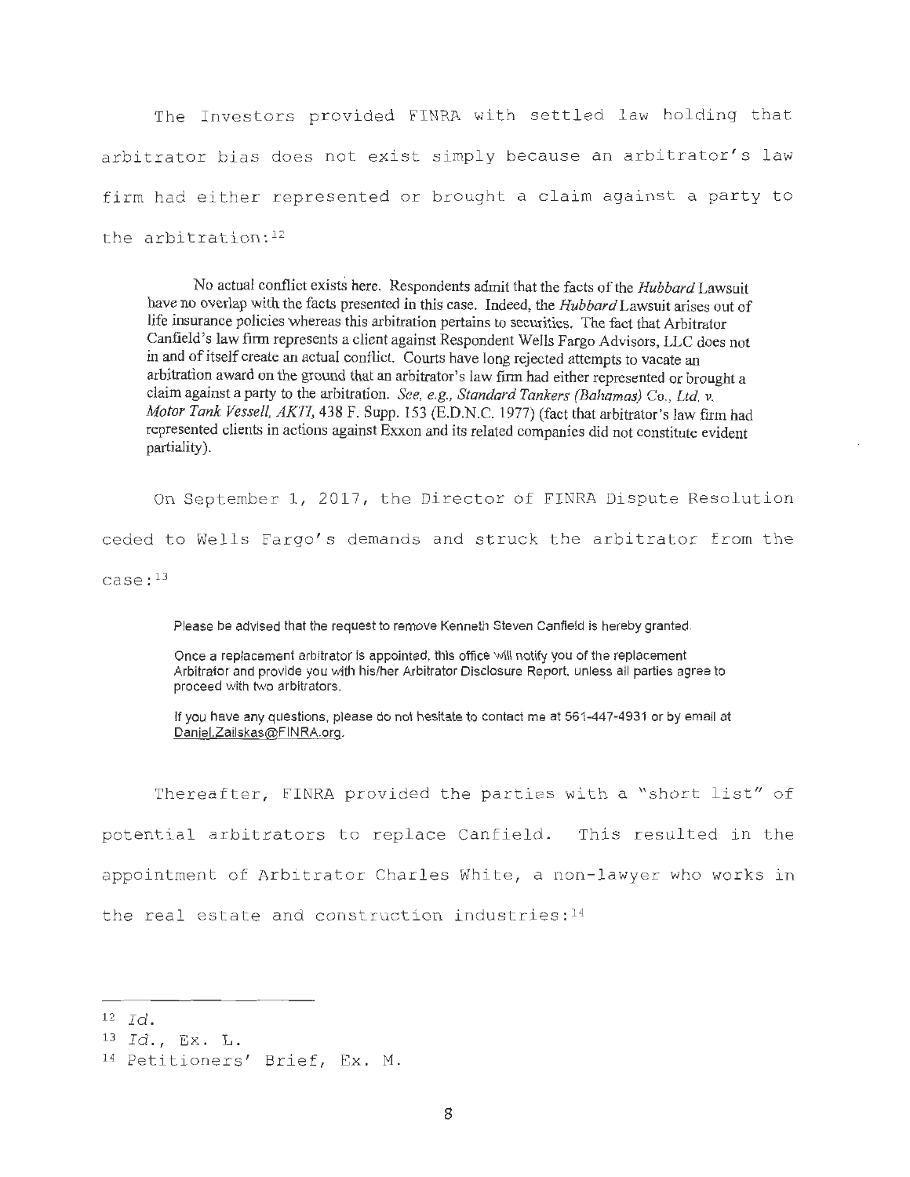The Investors provided FINRA with settled law holding that arbitrator bias does not exist simply because an arbitrator's law firm had either represented or brought a claim against a party to the arbitration:[12]

> No actual conflict exists here. Respondents admit that the facts of the *Hubbard* Lawsuit have no overlap with the facts presented in this case. Indeed, the *Hubbard* Lawsuit arises out of life insurance policies whereas this arbitration pertains to securities. The fact that Arbitrator Canfield's law firm represents a client against Respondent Wells Fargo Advisors, LLC does not in and of itself create an actual conflict. Courts have long rejected attempts to vacate an arbitration award on the ground that an arbitrator's law firm had either represented or brought a claim against a party to the arbitration. *See, e.g., Standard Tankers (Bahamas) Co., Ltd. v. Motor Tank Vessell, AKTI*, 438 F. Supp. 153 (E.D.N.C. 1977) (fact that arbitrator's law firm had represented clients in actions against Exxon and its related companies did not constitute evident partiality).

On September 1, 2017, the Director of FINRA Dispute Resolution ceded to Wells Fargo's demands and struck the arbitrator from the case:[13]

> Please be advised that the request to remove Kenneth Steven Canfield is hereby granted.
>
> Once a replacement arbitrator is appointed, this office will notify you of the replacement Arbitrator and provide you with his/her Arbitrator Disclosure Report, unless all parties agree to proceed with two arbitrators.
>
> If you have any questions, please do not hesitate to contact me at 561-447-4931 or by email at Daniel.Zailskas@FINRA.org.

Thereafter, FINRA provided the parties with a "short list" of potential arbitrators to replace Canfield. This resulted in the appointment of Arbitrator Charles White, a non-lawyer who works in the real estate and construction industries:[14]

---

[12] *Id.*

[13] *Id.*, Ex. L.

[14] Petitioners' Brief, Ex. M.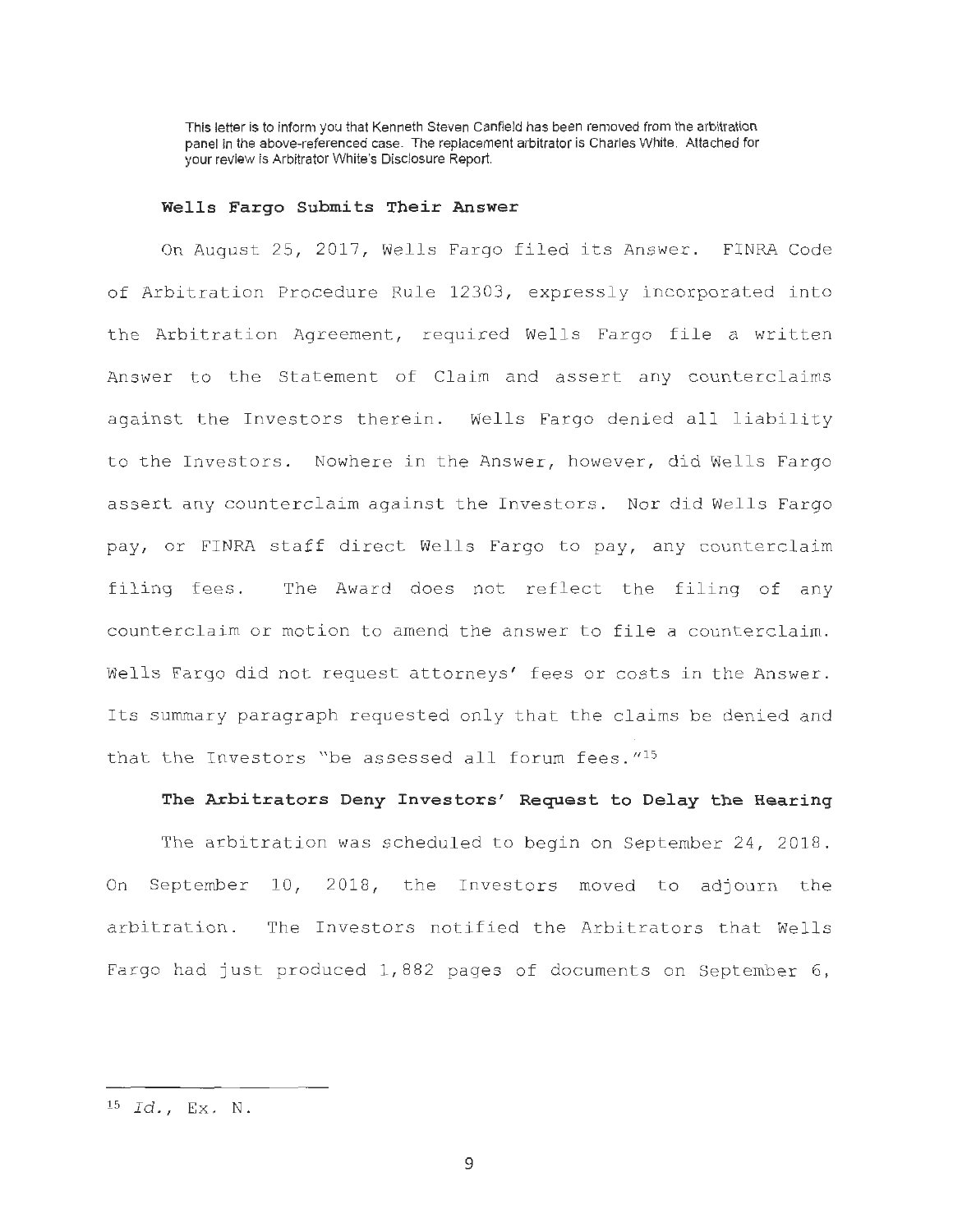> This letter is to inform you that Kenneth Steven Canfield has been removed from the arbitration panel in the above-referenced case. The replacement arbitrator is Charles White. Attached for your review is Arbitrator White's Disclosure Report.

**Wells Fargo Submits Their Answer**

On August 25, 2017, Wells Fargo filed its Answer. FINRA Code of Arbitration Procedure Rule 12303, expressly incorporated into the Arbitration Agreement, required Wells Fargo file a written Answer to the Statement of Claim and assert any counterclaims against the Investors therein. Wells Fargo denied all liability to the Investors. Nowhere in the Answer, however, did Wells Fargo assert any counterclaim against the Investors. Nor did Wells Fargo pay, or FINRA staff direct Wells Fargo to pay, any counterclaim filing fees. The Award does not reflect the filing of any counterclaim or motion to amend the answer to file a counterclaim. Wells Fargo did not request attorneys' fees or costs in the Answer. Its summary paragraph requested only that the claims be denied and that the Investors "be assessed all forum fees."[15]

**The Arbitrators Deny Investors' Request to Delay the Hearing**

The arbitration was scheduled to begin on September 24, 2018. On September 10, 2018, the Investors moved to adjourn the arbitration. The Investors notified the Arbitrators that Wells Fargo had just produced 1,882 pages of documents on September 6,

---

[15] *Id.*, Ex. N.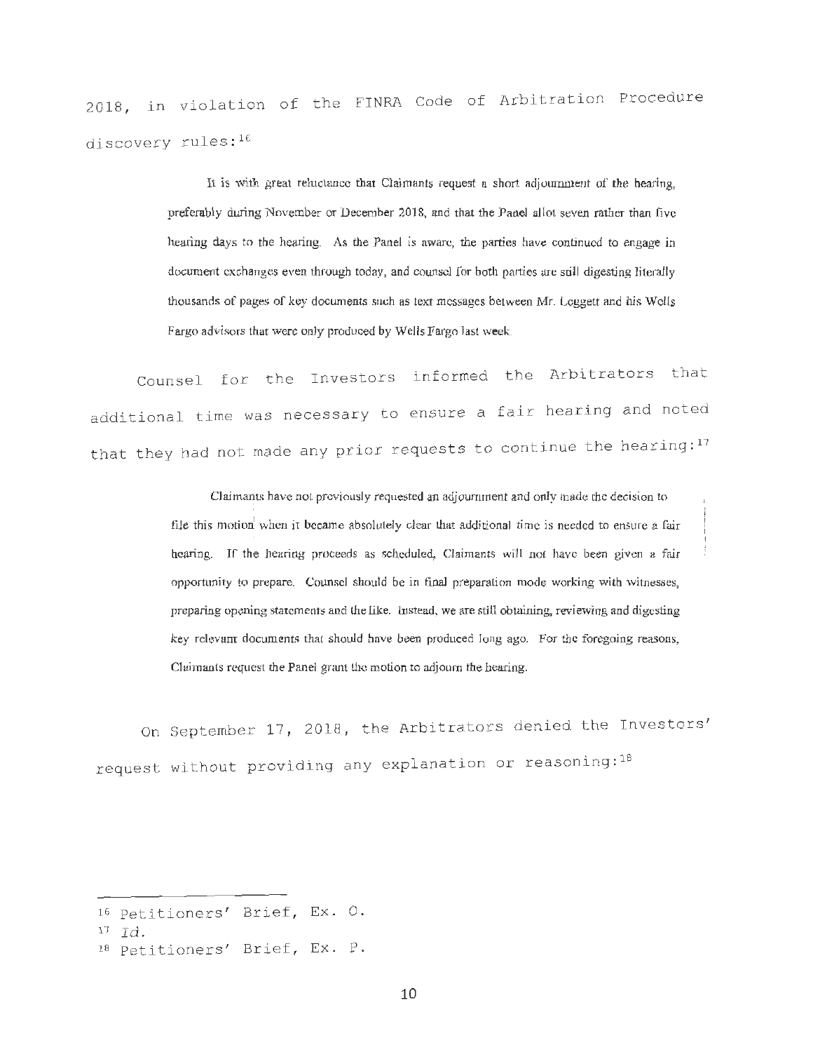2018, in violation of the FINRA Code of Arbitration Procedure discovery rules:[16]

> It is with great reluctance that Claimants request a short adjournment of the hearing, preferably during November or December 2018, and that the Panel allot seven rather than five hearing days to the hearing. As the Panel is aware, the parties have continued to engage in document exchanges even through today, and counsel for both parties are still digesting literally thousands of pages of key documents such as text messages between Mr. Leggett and his Wells Fargo advisors that were only produced by Wells Fargo last week.

Counsel for the Investors informed the Arbitrators that additional time was necessary to ensure a fair hearing and noted that they had not made any prior requests to continue the hearing:[17]

> Claimants have not previously requested an adjournment and only made the decision to file this motion when it became absolutely clear that additional time is needed to ensure a fair hearing. If the hearing proceeds as scheduled, Claimants will not have been given a fair opportunity to prepare. Counsel should be in final preparation mode working with witnesses, preparing opening statements and the like. Instead, we are still obtaining, reviewing and digesting key relevant documents that should have been produced long ago. For the foregoing reasons, Claimants request the Panel grant the motion to adjourn the hearing.

On September 17, 2018, the Arbitrators denied the Investors' request without providing any explanation or reasoning:[18]

---

[16] Petitioners' Brief, Ex. O.

[17] *Id.*

[18] Petitioners' Brief, Ex. P.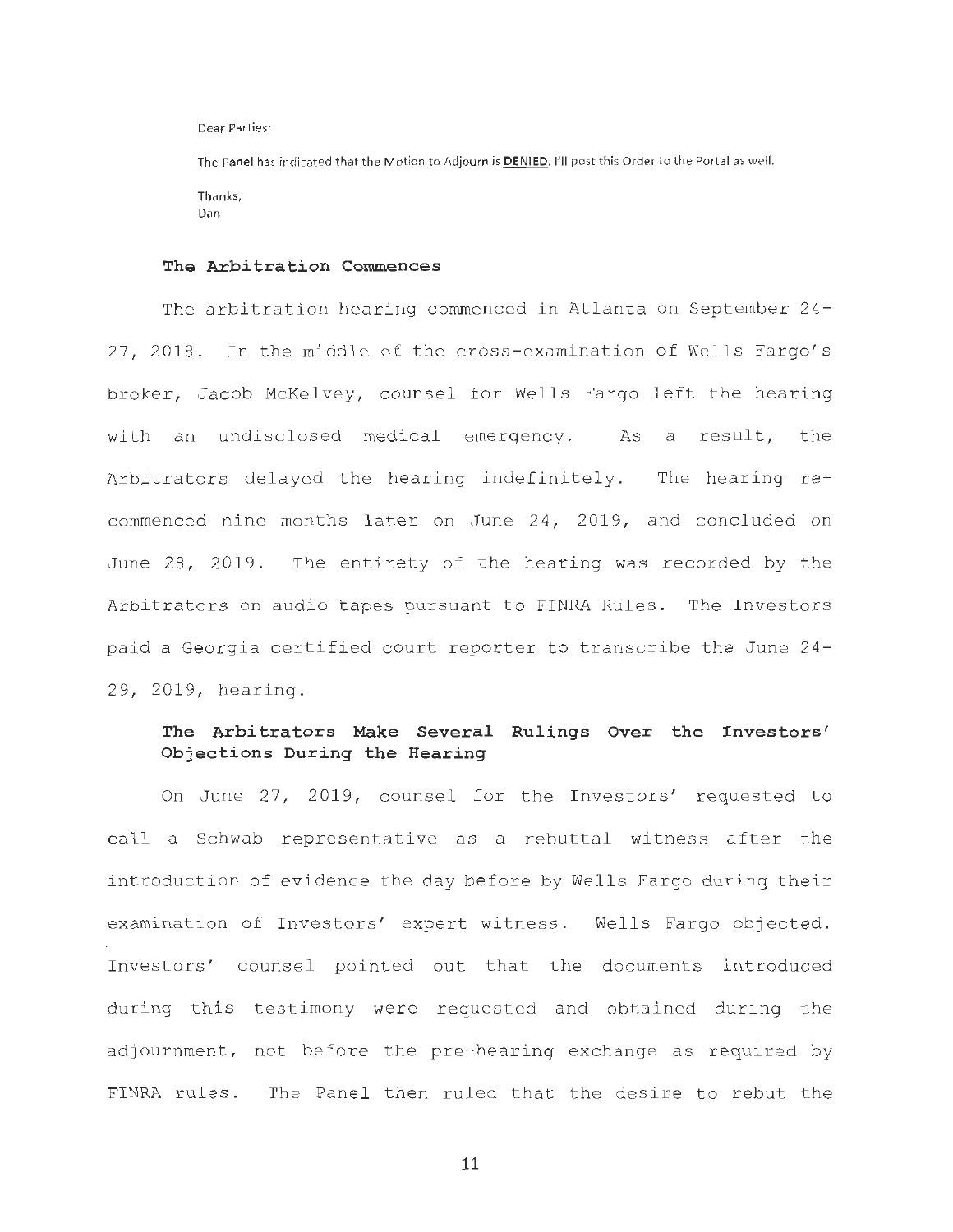Dear Parties:

The Panel has indicated that the Motion to Adjourn is **DENIED**. I'll post this Order to the Portal as well.

Thanks,
Dan

### The Arbitration Commences

The arbitration hearing commenced in Atlanta on September 24-27, 2018. In the middle of the cross-examination of Wells Fargo's broker, Jacob McKelvey, counsel for Wells Fargo left the hearing with an undisclosed medical emergency. As a result, the Arbitrators delayed the hearing indefinitely. The hearing re-commenced nine months later on June 24, 2019, and concluded on June 28, 2019. The entirety of the hearing was recorded by the Arbitrators on audio tapes pursuant to FINRA Rules. The Investors paid a Georgia certified court reporter to transcribe the June 24-29, 2019, hearing.

### The Arbitrators Make Several Rulings Over the Investors' Objections During the Hearing

On June 27, 2019, counsel for the Investors' requested to call a Schwab representative as a rebuttal witness after the introduction of evidence the day before by Wells Fargo during their examination of Investors' expert witness. Wells Fargo objected. Investors' counsel pointed out that the documents introduced during this testimony were requested and obtained during the adjournment, not before the pre-hearing exchange as required by FINRA rules. The Panel then ruled that the desire to rebut the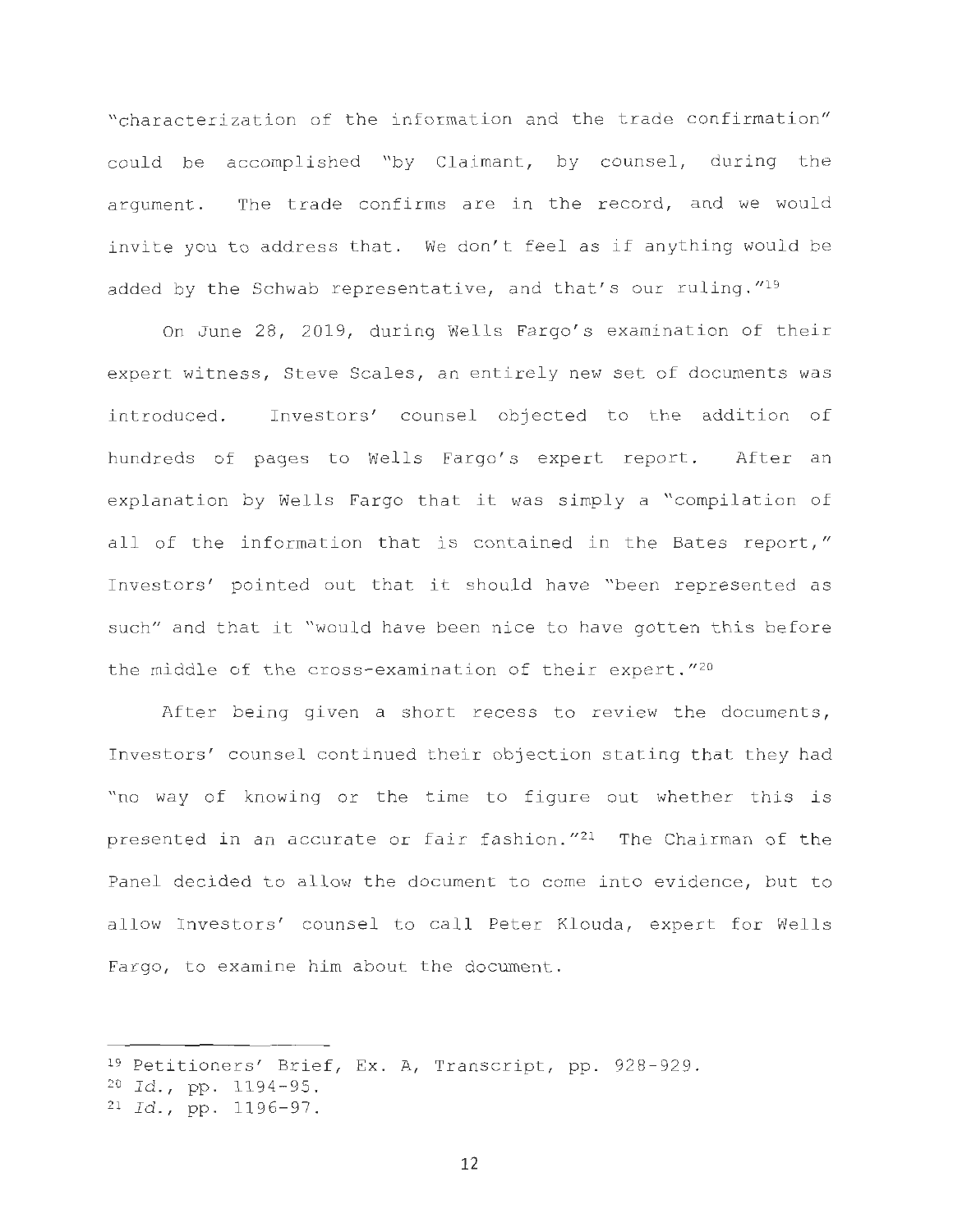"characterization of the information and the trade confirmation" could be accomplished "by Claimant, by counsel, during the argument. The trade confirms are in the record, and we would invite you to address that. We don't feel as if anything would be added by the Schwab representative, and that's our ruling."[19]

On June 28, 2019, during Wells Fargo's examination of their expert witness, Steve Scales, an entirely new set of documents was introduced. Investors' counsel objected to the addition of hundreds of pages to Wells Fargo's expert report. After an explanation by Wells Fargo that it was simply a "compilation of all of the information that is contained in the Bates report," Investors' pointed out that it should have "been represented as such" and that it "would have been nice to have gotten this before the middle of the cross-examination of their expert."[20]

After being given a short recess to review the documents, Investors' counsel continued their objection stating that they had "no way of knowing or the time to figure out whether this is presented in an accurate or fair fashion."[21] The Chairman of the Panel decided to allow the document to come into evidence, but to allow Investors' counsel to call Peter Klouda, expert for Wells Fargo, to examine him about the document.

---

[19] Petitioners' Brief, Ex. A, Transcript, pp. 928-929.

[20] *Id.*, pp. 1194-95.

[21] *Id.*, pp. 1196-97.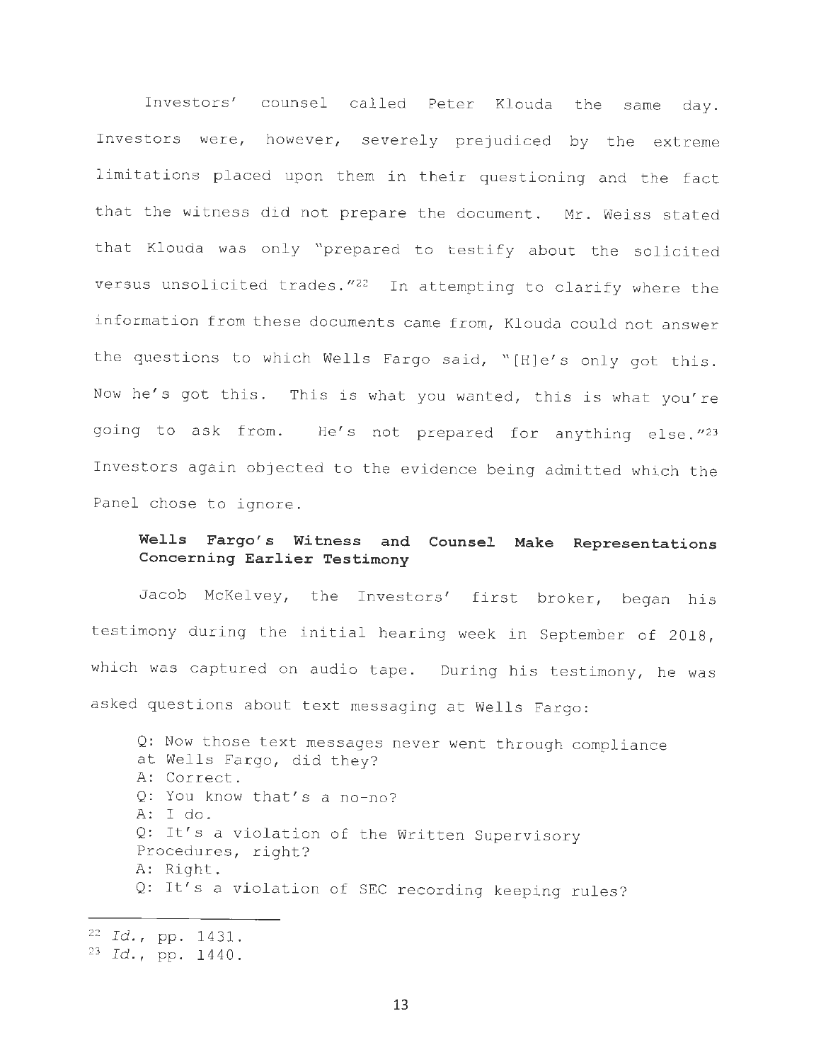Investors' counsel called Peter Klouda the same day. Investors were, however, severely prejudiced by the extreme limitations placed upon them in their questioning and the fact that the witness did not prepare the document. Mr. Weiss stated that Klouda was only "prepared to testify about the solicited versus unsolicited trades."[22] In attempting to clarify where the information from these documents came from, Klouda could not answer the questions to which Wells Fargo said, "[H]e's only got this. Now he's got this. This is what you wanted, this is what you're going to ask from. He's not prepared for anything else."[23] Investors again objected to the evidence being admitted which the Panel chose to ignore.

**Wells Fargo's Witness and Counsel Make Representations Concerning Earlier Testimony**

Jacob McKelvey, the Investors' first broker, began his testimony during the initial hearing week in September of 2018, which was captured on audio tape. During his testimony, he was asked questions about text messaging at Wells Fargo:

> Q: Now those text messages never went through compliance at Wells Fargo, did they?
> A: Correct.
> Q: You know that's a no-no?
> A: I do.
> Q: It's a violation of the Written Supervisory Procedures, right?
> A: Right.
> Q: It's a violation of SEC recording keeping rules?

---

[22] *Id.*, pp. 1431.
[23] *Id.*, pp. 1440.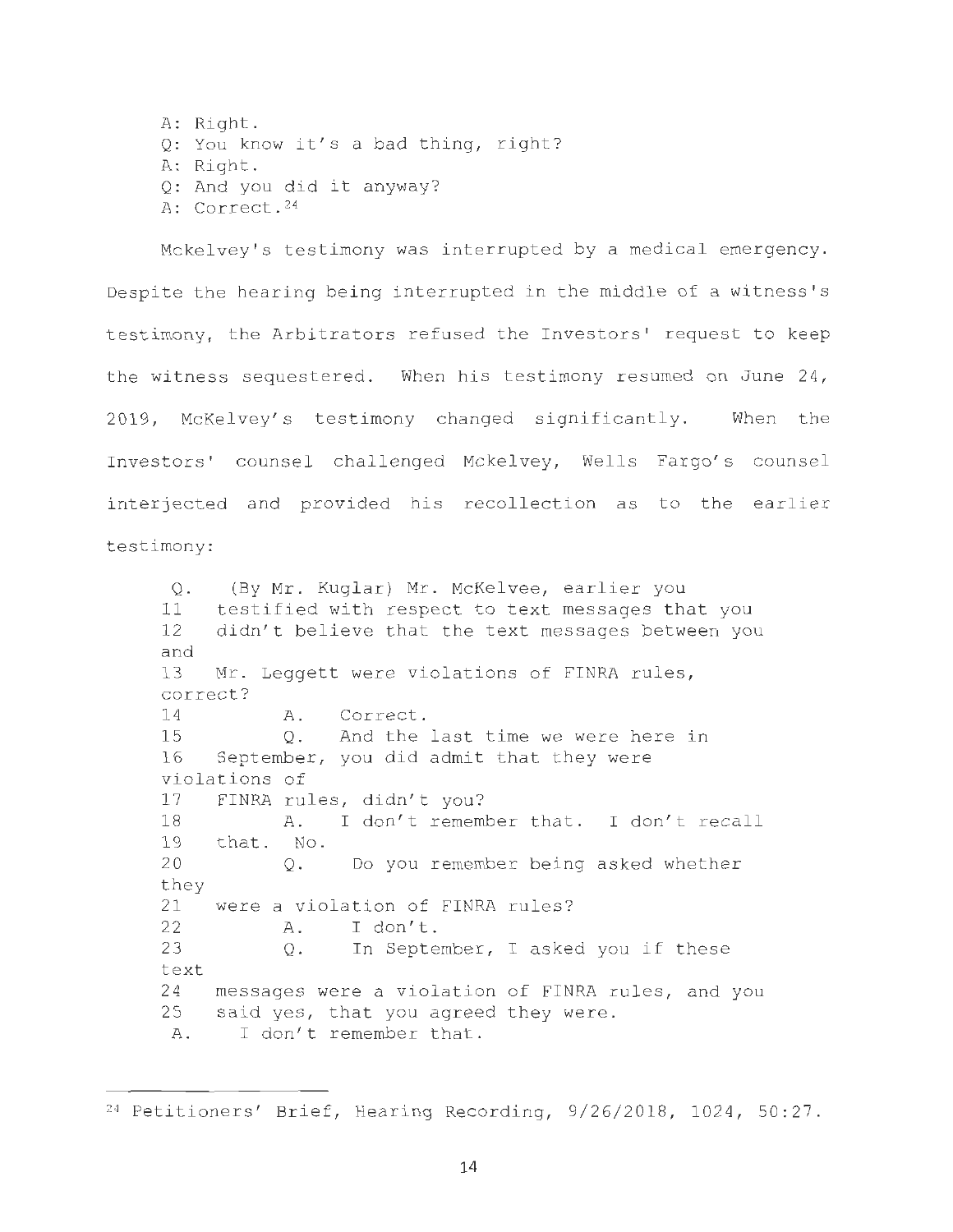A: Right.
Q: You know it's a bad thing, right?
A: Right.
Q: And you did it anyway?
A: Correct.[24]

Mckelvey's testimony was interrupted by a medical emergency. Despite the hearing being interrupted in the middle of a witness's testimony, the Arbitrators refused the Investors' request to keep the witness sequestered. When his testimony resumed on June 24, 2019, McKelvey's testimony changed significantly. When the Investors' counsel challenged Mckelvey, Wells Fargo's counsel interjected and provided his recollection as to the earlier testimony:

Q. (By Mr. Kuglar) Mr. McKelvee, earlier you
11 testified with respect to text messages that you
12 didn't believe that the text messages between you and
13 Mr. Leggett were violations of FINRA rules, correct?
14 A. Correct.
15 Q. And the last time we were here in
16 September, you did admit that they were violations of
17 FINRA rules, didn't you?
18 A. I don't remember that. I don't recall
19 that. No.
20 Q. Do you remember being asked whether they
21 were a violation of FINRA rules?
22 A. I don't.
23 Q. In September, I asked you if these text
24 messages were a violation of FINRA rules, and you
25 said yes, that you agreed they were.
A. I don't remember that.

---

[24] Petitioners' Brief, Hearing Recording, 9/26/2018, 1024, 50:27.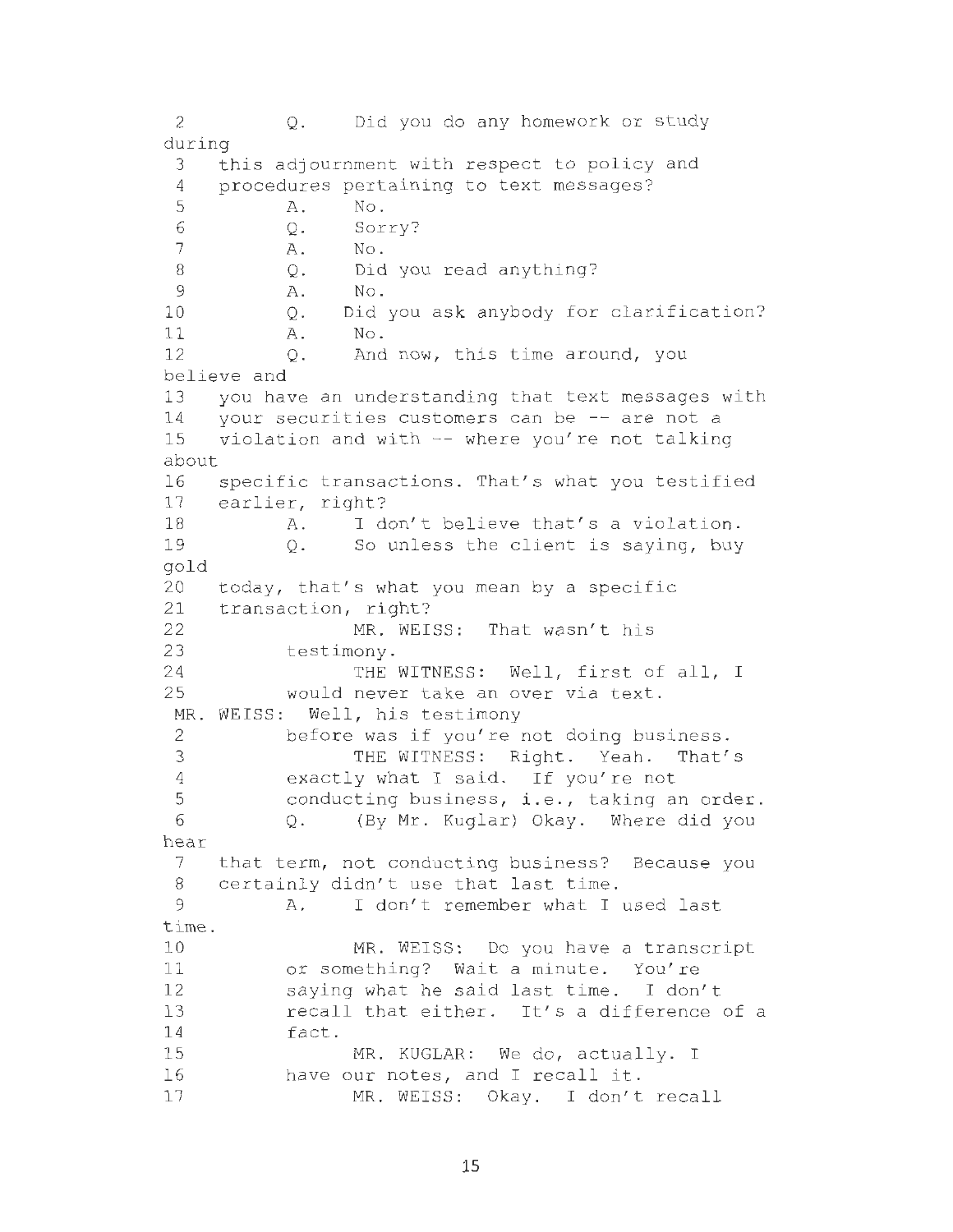2 Q. Did you do any homework or study during

3 this adjournment with respect to policy and

4 procedures pertaining to text messages?

5 A. No.

6 Q. Sorry?

7 A. No.

8 Q. Did you read anything?

9 A. No.

10 Q. Did you ask anybody for clarification?

11 A. No.

12 Q. And now, this time around, you believe and

13 you have an understanding that text messages with

14 your securities customers can be -- are not a

15 violation and with -- where you're not talking about

16 specific transactions. That's what you testified

17 earlier, right?

18 A. I don't believe that's a violation.

19 Q. So unless the client is saying, buy gold

20 today, that's what you mean by a specific

21 transaction, right?

22 MR. WEISS: That wasn't his

23 testimony.

24 THE WITNESS: Well, first of all, I

25 would never take an over via text.

MR. WEISS: Well, his testimony

2 before was if you're not doing business.

3 THE WITNESS: Right. Yeah. That's

4 exactly what I said. If you're not

5 conducting business, i.e., taking an order.

6 Q. (By Mr. Kuglar) Okay. Where did you hear

7 that term, not conducting business? Because you

8 certainly didn't use that last time.

9 A. I don't remember what I used last time.

10 MR. WEISS: Do you have a transcript

11 or something? Wait a minute. You're

12 saying what he said last time. I don't

13 recall that either. It's a difference of a

14 fact.

15 MR. KUGLAR: We do, actually. I

16 have our notes, and I recall it.

17 MR. WEISS: Okay. I don't recall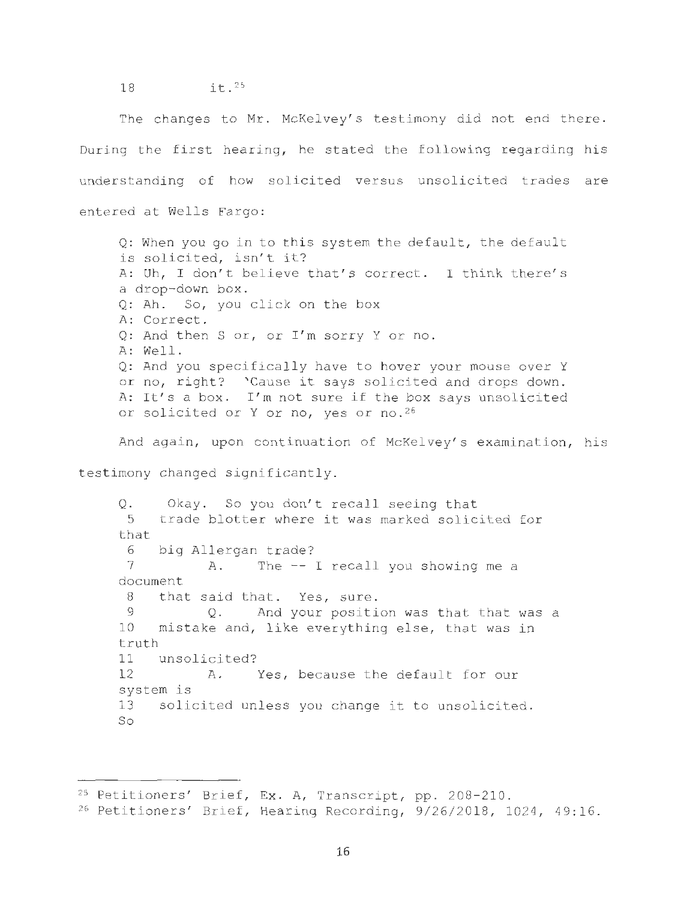18 it.[25]

The changes to Mr. McKelvey's testimony did not end there. During the first hearing, he stated the following regarding his understanding of how solicited versus unsolicited trades are entered at Wells Fargo:

> Q: When you go in to this system the default, the default is solicited, isn't it?
> A: Uh, I don't believe that's correct. I think there's a drop-down box.
> Q: Ah. So, you click on the box
> A: Correct.
> Q: And then S or, or I'm sorry Y or no.
> A: Well.
> Q: And you specifically have to hover your mouse over Y or no, right? 'Cause it says solicited and drops down.
> A: It's a box. I'm not sure if the box says unsolicited or solicited or Y or no, yes or no.[26]

And again, upon continuation of McKelvey's examination, his testimony changed significantly.

> Q. Okay. So you don't recall seeing that
> 5 trade blotter where it was marked solicited for that
> 6 big Allergan trade?
> 7 A. The -- I recall you showing me a document
> 8 that said that. Yes, sure.
> 9 Q. And your position was that that was a
> 10 mistake and, like everything else, that was in truth
> 11 unsolicited?
> 12 A. Yes, because the default for our system is
> 13 solicited unless you change it to unsolicited. So

---

[25] Petitioners' Brief, Ex. A, Transcript, pp. 208-210.

[26] Petitioners' Brief, Hearing Recording, 9/26/2018, 1024, 49:16.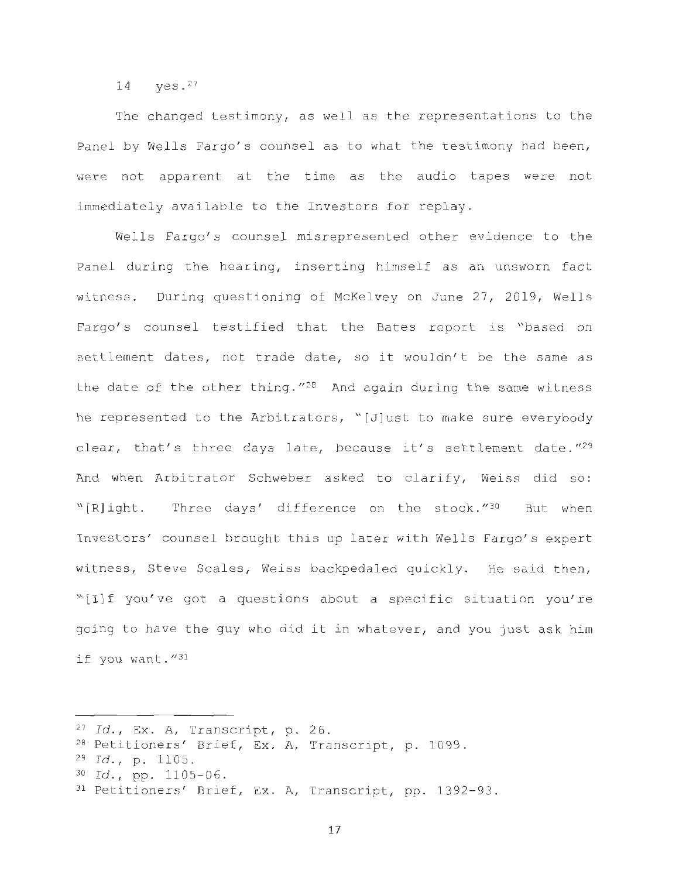14 yes.[27]

The changed testimony, as well as the representations to the Panel by Wells Fargo's counsel as to what the testimony had been, were not apparent at the time as the audio tapes were not immediately available to the Investors for replay.

Wells Fargo's counsel misrepresented other evidence to the Panel during the hearing, inserting himself as an unsworn fact witness. During questioning of McKelvey on June 27, 2019, Wells Fargo's counsel testified that the Bates report is "based on settlement dates, not trade date, so it wouldn't be the same as the date of the other thing."[28] And again during the same witness he represented to the Arbitrators, "[J]ust to make sure everybody clear, that's three days late, because it's settlement date."[29] And when Arbitrator Schweber asked to clarify, Weiss did so: "[R]ight. Three days' difference on the stock."[30] But when Investors' counsel brought this up later with Wells Fargo's expert witness, Steve Scales, Weiss backpedaled quickly. He said then, "[I]f you've got a questions about a specific situation you're going to have the guy who did it in whatever, and you just ask him if you want."[31]

---

[27] *Id.*, Ex. A, Transcript, p. 26.

[28] Petitioners' Brief, Ex. A, Transcript, p. 1099.

[29] *Id.*, p. 1105.

[30] *Id.*, pp. 1105-06.

[31] Petitioners' Brief, Ex. A, Transcript, pp. 1392-93.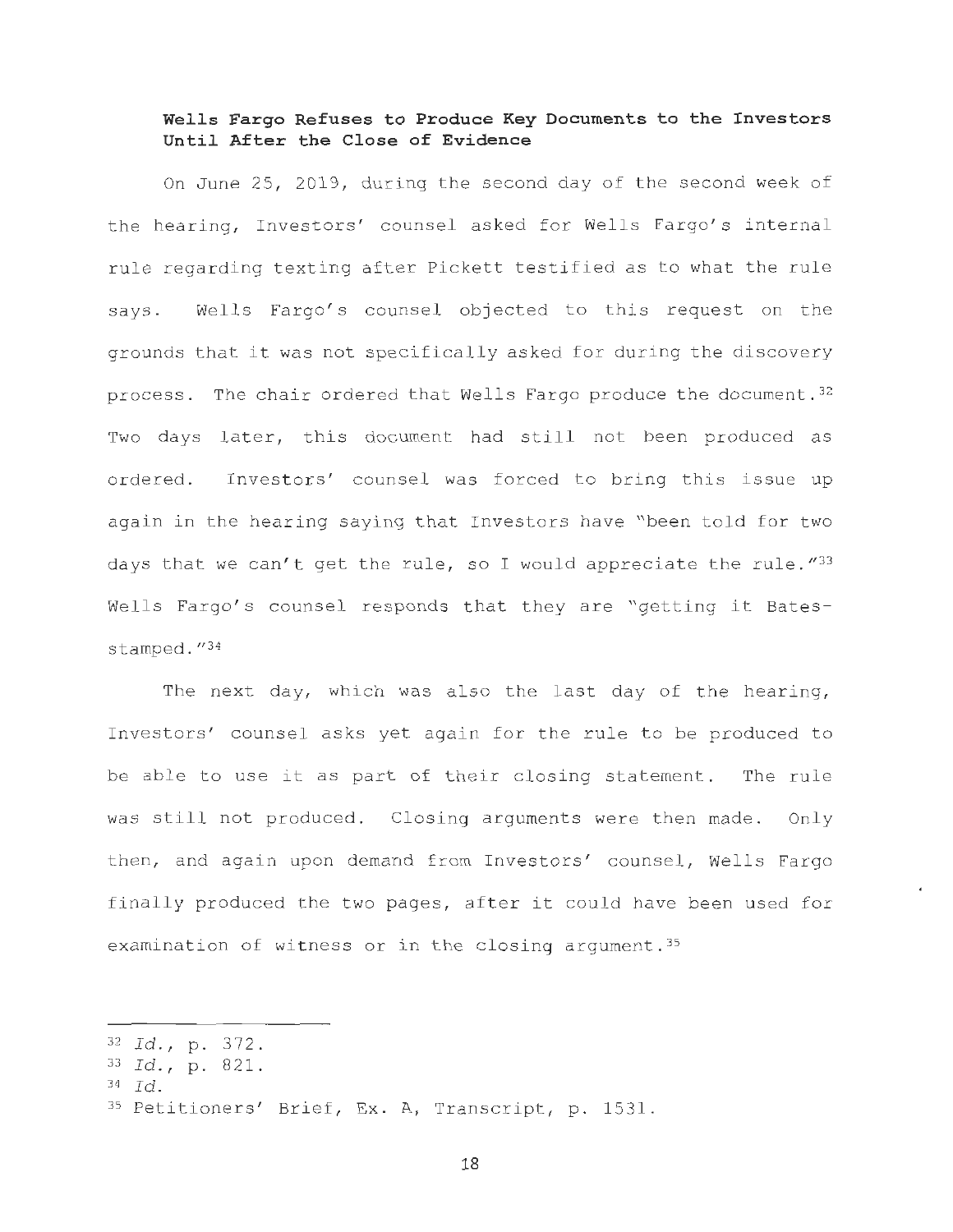**Wells Fargo Refuses to Produce Key Documents to the Investors Until After the Close of Evidence**

On June 25, 2019, during the second day of the second week of the hearing, Investors' counsel asked for Wells Fargo's internal rule regarding texting after Pickett testified as to what the rule says. Wells Fargo's counsel objected to this request on the grounds that it was not specifically asked for during the discovery process. The chair ordered that Wells Fargo produce the document.[32] Two days later, this document had still not been produced as ordered. Investors' counsel was forced to bring this issue up again in the hearing saying that Investors have "been told for two days that we can't get the rule, so I would appreciate the rule."[33] Wells Fargo's counsel responds that they are "getting it Bates-stamped."[34]

The next day, which was also the last day of the hearing, Investors' counsel asks yet again for the rule to be produced to be able to use it as part of their closing statement. The rule was still not produced. Closing arguments were then made. Only then, and again upon demand from Investors' counsel, Wells Fargo finally produced the two pages, after it could have been used for examination of witness or in the closing argument.[35]

---

[32] *Id.*, p. 372.

[33] *Id.*, p. 821.

[34] *Id.*

[35] Petitioners' Brief, Ex. A, Transcript, p. 1531.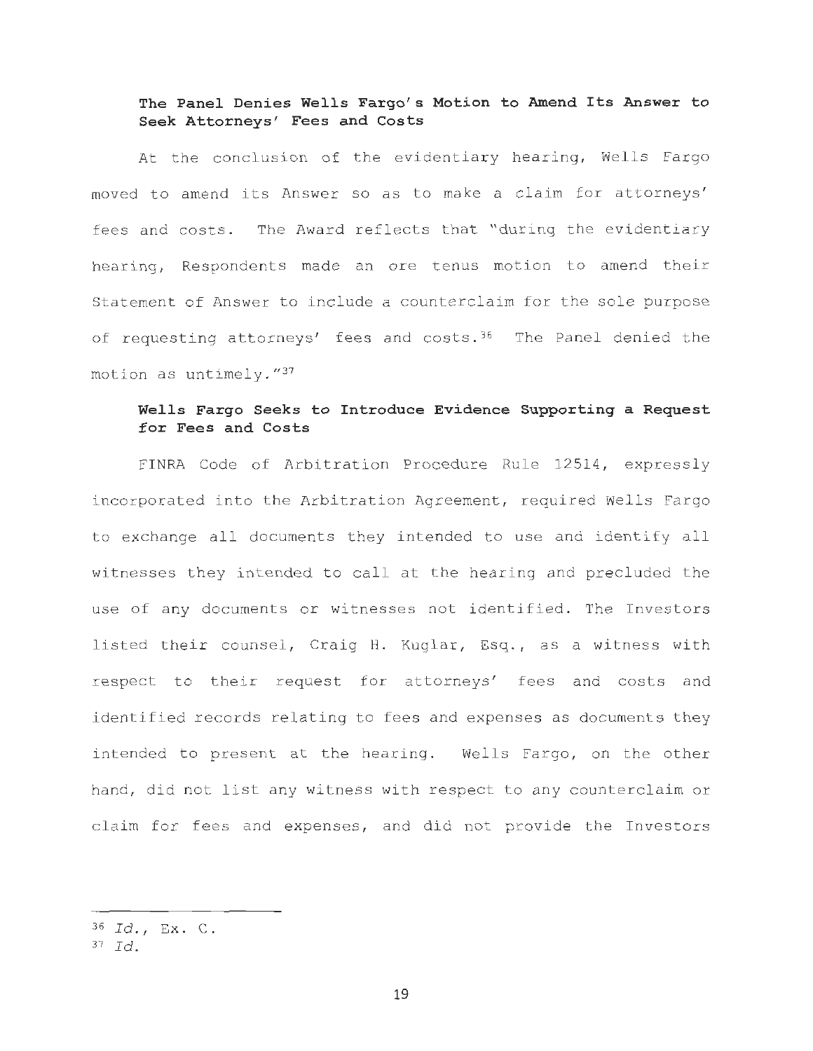### The Panel Denies Wells Fargo's Motion to Amend Its Answer to Seek Attorneys' Fees and Costs

At the conclusion of the evidentiary hearing, Wells Fargo moved to amend its Answer so as to make a claim for attorneys' fees and costs. The Award reflects that "during the evidentiary hearing, Respondents made an ore tenus motion to amend their Statement of Answer to include a counterclaim for the sole purpose of requesting attorneys' fees and costs.[36] The Panel denied the motion as untimely."[37]

### Wells Fargo Seeks to Introduce Evidence Supporting a Request for Fees and Costs

FINRA Code of Arbitration Procedure Rule 12514, expressly incorporated into the Arbitration Agreement, required Wells Fargo to exchange all documents they intended to use and identify all witnesses they intended to call at the hearing and precluded the use of any documents or witnesses not identified. The Investors listed their counsel, Craig H. Kuglar, Esq., as a witness with respect to their request for attorneys' fees and costs and identified records relating to fees and expenses as documents they intended to present at the hearing. Wells Fargo, on the other hand, did not list any witness with respect to any counterclaim or claim for fees and expenses, and did not provide the Investors

---

[36] *Id.*, Ex. C.

[37] *Id.*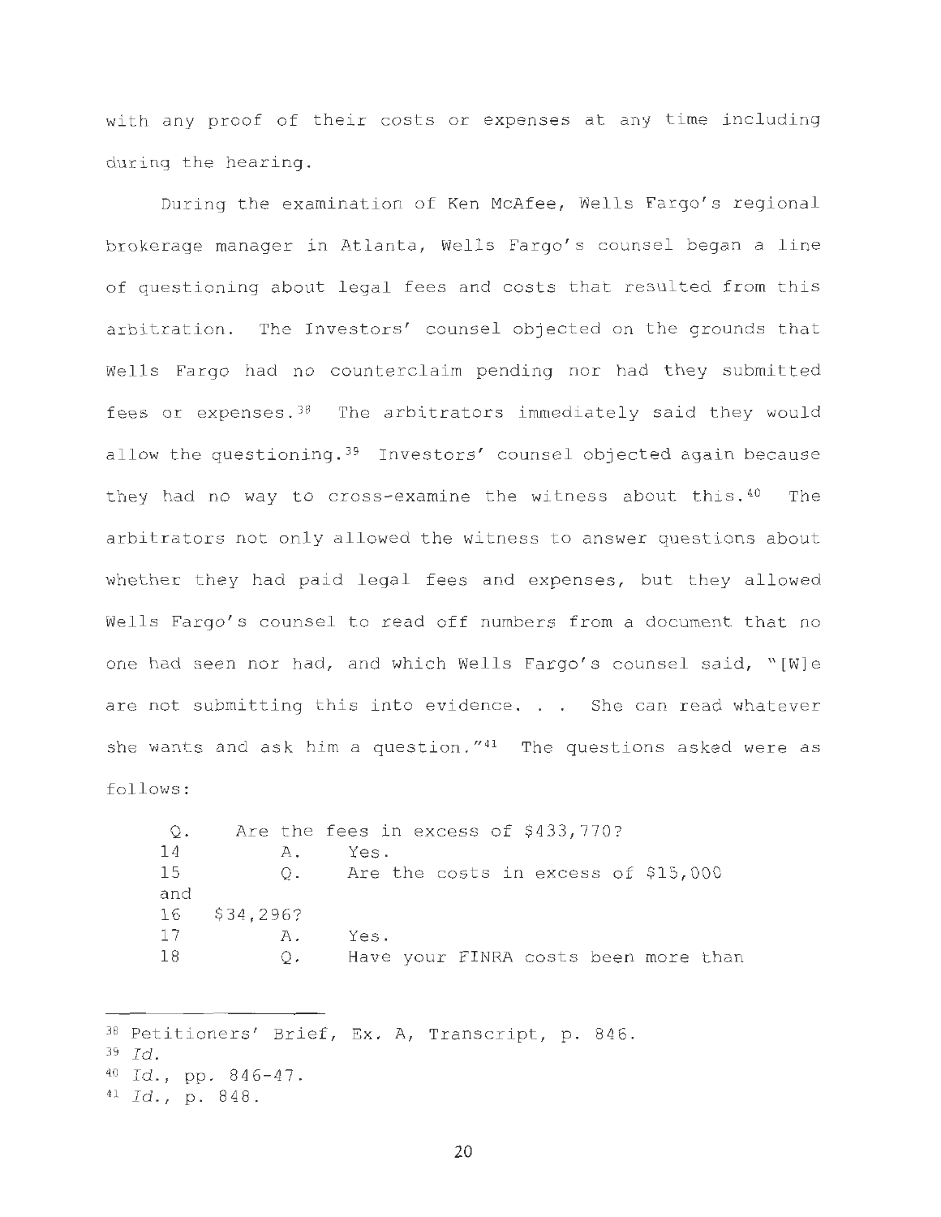with any proof of their costs or expenses at any time including during the hearing.

During the examination of Ken McAfee, Wells Fargo's regional brokerage manager in Atlanta, Wells Fargo's counsel began a line of questioning about legal fees and costs that resulted from this arbitration. The Investors' counsel objected on the grounds that Wells Fargo had no counterclaim pending nor had they submitted fees or expenses.[38] The arbitrators immediately said they would allow the questioning.[39] Investors' counsel objected again because they had no way to cross-examine the witness about this.[40] The arbitrators not only allowed the witness to answer questions about whether they had paid legal fees and expenses, but they allowed Wells Fargo's counsel to read off numbers from a document that no one had seen nor had, and which Wells Fargo's counsel said, "[W]e are not submitting this into evidence. . . She can read whatever she wants and ask him a question."[41] The questions asked were as follows:

```
 Q.    Are the fees in excess of $433,770?
 14         A.    Yes.
 15         Q.    Are the costs in excess of $15,000
 and
 16   $34,296?
 17         A.    Yes.
 18         Q.    Have your FINRA costs been more than
```

---

[38] Petitioners' Brief, Ex. A, Transcript, p. 846.

[39] *Id.*

[40] *Id.*, pp. 846-47.

[41] *Id.*, p. 848.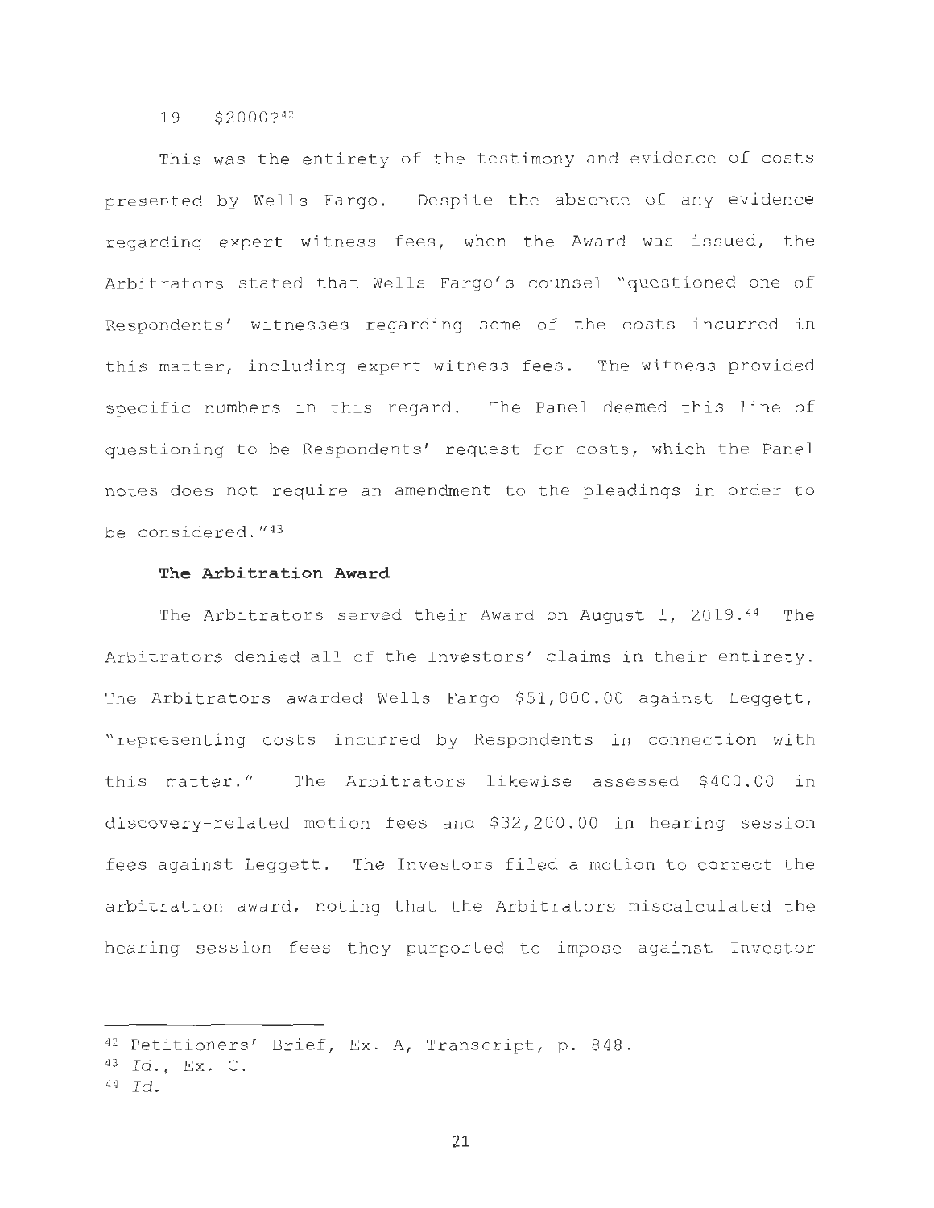19 $2000?[42]

This was the entirety of the testimony and evidence of costs presented by Wells Fargo. Despite the absence of any evidence regarding expert witness fees, when the Award was issued, the Arbitrators stated that Wells Fargo's counsel "questioned one of Respondents' witnesses regarding some of the costs incurred in this matter, including expert witness fees. The witness provided specific numbers in this regard. The Panel deemed this line of questioning to be Respondents' request for costs, which the Panel notes does not require an amendment to the pleadings in order to be considered."[43]

**The Arbitration Award**

The Arbitrators served their Award on August 1, 2019.[44] The Arbitrators denied all of the Investors' claims in their entirety. The Arbitrators awarded Wells Fargo $51,000.00 against Leggett, "representing costs incurred by Respondents in connection with this matter." The Arbitrators likewise assessed $400.00 in discovery-related motion fees and $32,200.00 in hearing session fees against Leggett. The Investors filed a motion to correct the arbitration award, noting that the Arbitrators miscalculated the hearing session fees they purported to impose against Investor

---

[42] Petitioners' Brief, Ex. A, Transcript, p. 848.

[43] *Id.*, Ex. C.

[44] *Id.*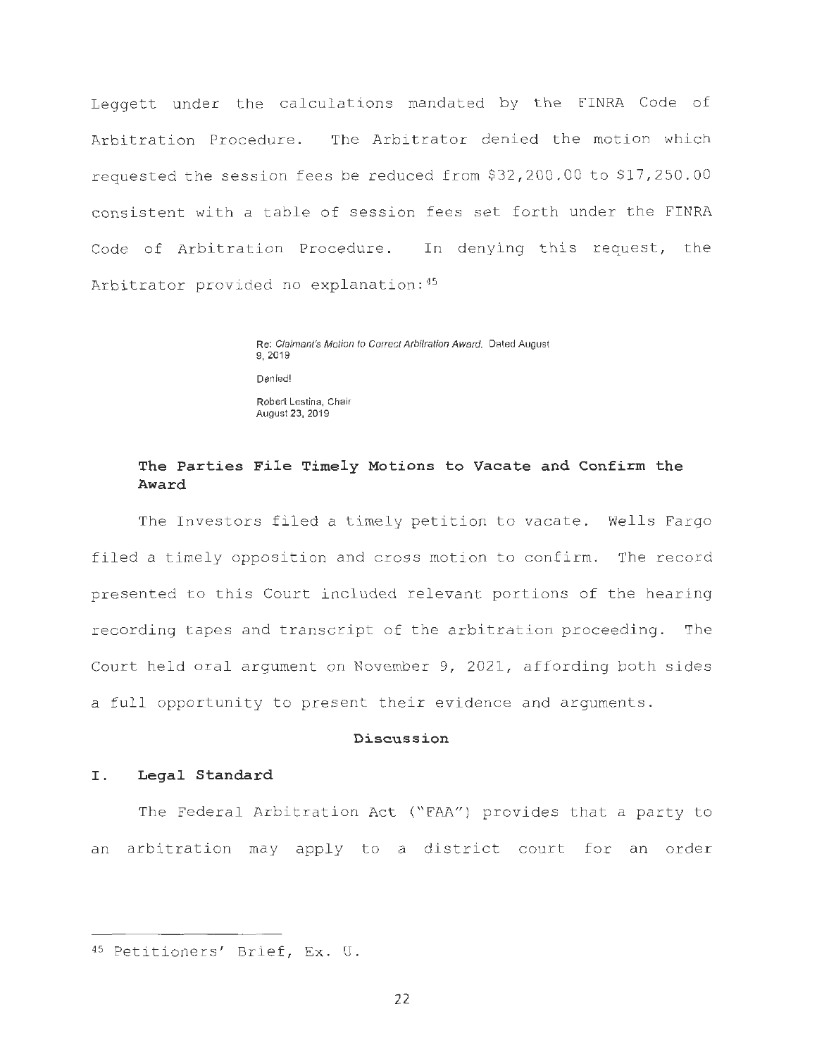Leggett under the calculations mandated by the FINRA Code of Arbitration Procedure. The Arbitrator denied the motion which requested the session fees be reduced from $32,200.00 to $17,250.00 consistent with a table of session fees set forth under the FINRA Code of Arbitration Procedure. In denying this request, the Arbitrator provided no explanation:[45]

> Re: *Claimant's Motion to Correct Arbitration Award*, Dated August 9, 2019
>
> Denied!
>
> Robert Lestina, Chair
> August 23, 2019

**The Parties File Timely Motions to Vacate and Confirm the Award**

The Investors filed a timely petition to vacate. Wells Fargo filed a timely opposition and cross motion to confirm. The record presented to this Court included relevant portions of the hearing recording tapes and transcript of the arbitration proceeding. The Court held oral argument on November 9, 2021, affording both sides a full opportunity to present their evidence and arguments.

## Discussion

### I. Legal Standard

The Federal Arbitration Act ("FAA") provides that a party to an arbitration may apply to a district court for an order

---

[45] Petitioners' Brief, Ex. U.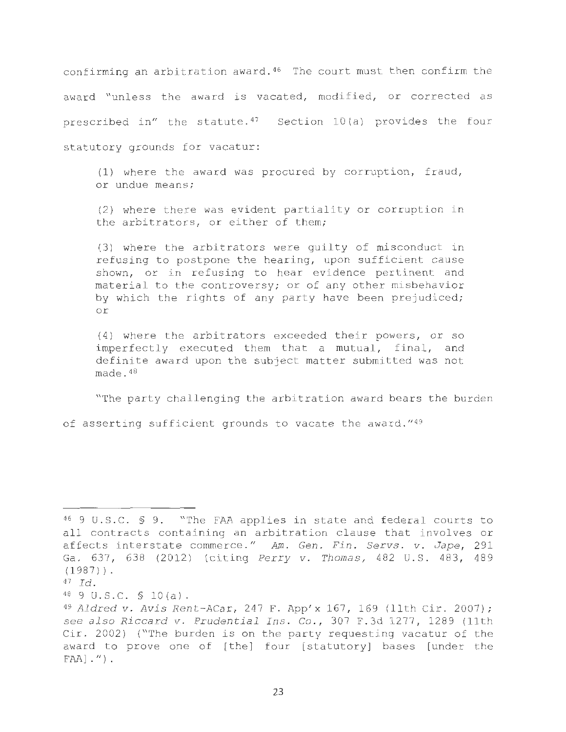confirming an arbitration award.[46] The court must then confirm the award "unless the award is vacated, modified, or corrected as prescribed in" the statute.[47] Section 10(a) provides the four statutory grounds for vacatur:

> (1) where the award was procured by corruption, fraud, or undue means;
>
> (2) where there was evident partiality or corruption in the arbitrators, or either of them;
>
> (3) where the arbitrators were guilty of misconduct in refusing to postpone the hearing, upon sufficient cause shown, or in refusing to hear evidence pertinent and material to the controversy; or of any other misbehavior by which the rights of any party have been prejudiced; or
>
> (4) where the arbitrators exceeded their powers, or so imperfectly executed them that a mutual, final, and definite award upon the subject matter submitted was not made.[48]

"The party challenging the arbitration award bears the burden of asserting sufficient grounds to vacate the award."[49]

---

[46] 9 U.S.C. § 9. "The FAA applies in state and federal courts to all contracts containing an arbitration clause that involves or affects interstate commerce." *Am. Gen. Fin. Servs. v. Jape*, 291 Ga. 637, 638 (2012) (citing *Perry v. Thomas*, 482 U.S. 483, 489 (1987)).

[47] *Id.*

[48] 9 U.S.C. § 10(a).

[49] *Aldred v. Avis Rent-ACar*, 247 F. App'x 167, 169 (11th Cir. 2007); *see also Riccard v. Prudential Ins. Co.*, 307 F.3d 1277, 1289 (11th Cir. 2002) ("The burden is on the party requesting vacatur of the award to prove one of [the] four [statutory] bases [under the FAA].").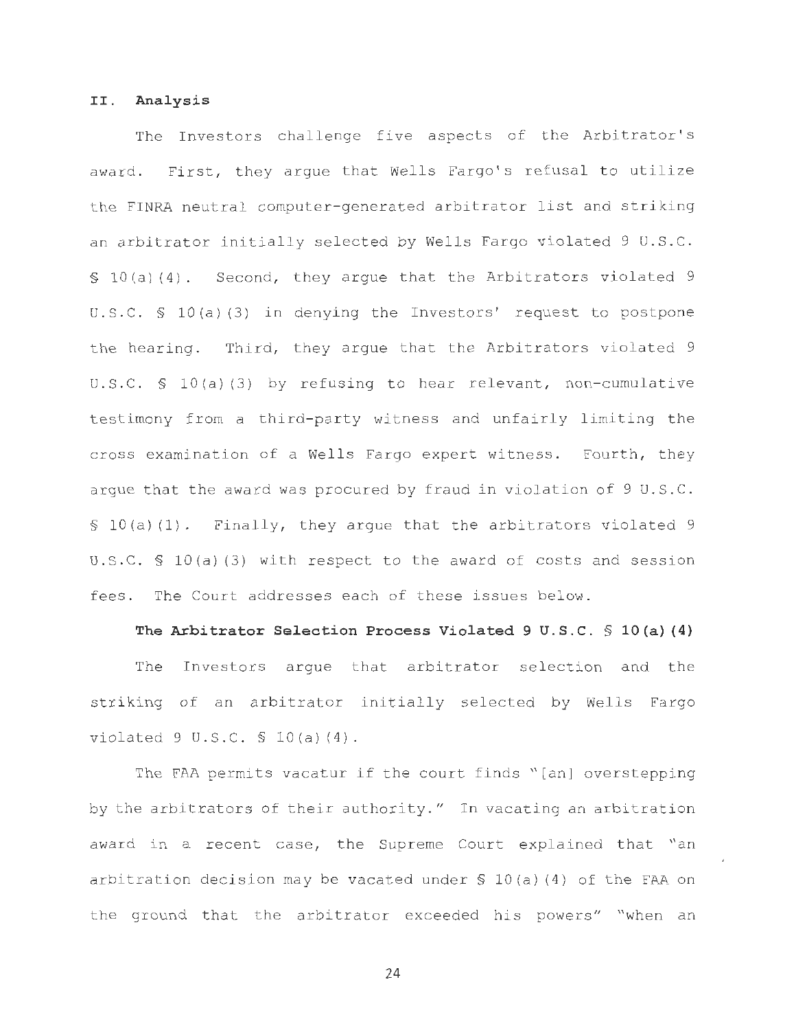## II. Analysis

The Investors challenge five aspects of the Arbitrator's award. First, they argue that Wells Fargo's refusal to utilize the FINRA neutral computer-generated arbitrator list and striking an arbitrator initially selected by Wells Fargo violated 9 U.S.C. § 10(a)(4). Second, they argue that the Arbitrators violated 9 U.S.C. § 10(a)(3) in denying the Investors' request to postpone the hearing. Third, they argue that the Arbitrators violated 9 U.S.C. § 10(a)(3) by refusing to hear relevant, non-cumulative testimony from a third-party witness and unfairly limiting the cross examination of a Wells Fargo expert witness. Fourth, they argue that the award was procured by fraud in violation of 9 U.S.C. § 10(a)(1). Finally, they argue that the arbitrators violated 9 U.S.C. § 10(a)(3) with respect to the award of costs and session fees. The Court addresses each of these issues below.

### The Arbitrator Selection Process Violated 9 U.S.C. § 10(a)(4)

The Investors argue that arbitrator selection and the striking of an arbitrator initially selected by Wells Fargo violated 9 U.S.C. § 10(a)(4).

The FAA permits vacatur if the court finds "[an] overstepping by the arbitrators of their authority." In vacating an arbitration award in a recent case, the Supreme Court explained that "an arbitration decision may be vacated under § 10(a)(4) of the FAA on the ground that the arbitrator exceeded his powers" "when an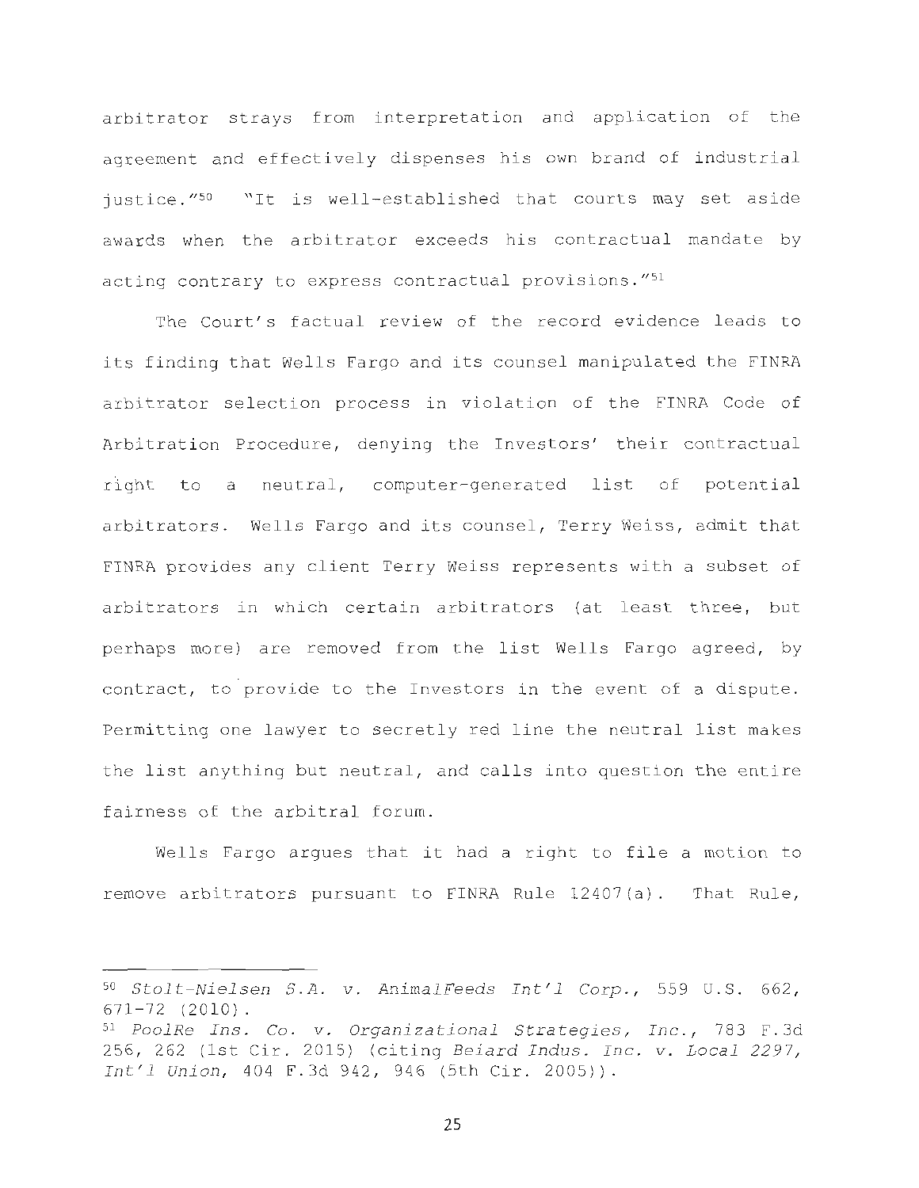arbitrator strays from interpretation and application of the agreement and effectively dispenses his own brand of industrial justice."[50] "It is well-established that courts may set aside awards when the arbitrator exceeds his contractual mandate by acting contrary to express contractual provisions."[51]

The Court's factual review of the record evidence leads to its finding that Wells Fargo and its counsel manipulated the FINRA arbitrator selection process in violation of the FINRA Code of Arbitration Procedure, denying the Investors' their contractual right to a neutral, computer-generated list of potential arbitrators. Wells Fargo and its counsel, Terry Weiss, admit that FINRA provides any client Terry Weiss represents with a subset of arbitrators in which certain arbitrators (at least three, but perhaps more) are removed from the list Wells Fargo agreed, by contract, to provide to the Investors in the event of a dispute. Permitting one lawyer to secretly red line the neutral list makes the list anything but neutral, and calls into question the entire fairness of the arbitral forum.

Wells Fargo argues that it had a right to file a motion to remove arbitrators pursuant to FINRA Rule 12407(a). That Rule,

---

[50] *Stolt-Nielsen S.A. v. AnimalFeeds Int'l Corp.*, 559 U.S. 662, 671-72 (2010).

[51] *PoolRe Ins. Co. v. Organizational Strategies, Inc.*, 783 F.3d 256, 262 (1st Cir. 2015) (citing *Beiard Indus. Inc. v. Local 2297, Int'l Union*, 404 F.3d 942, 946 (5th Cir. 2005)).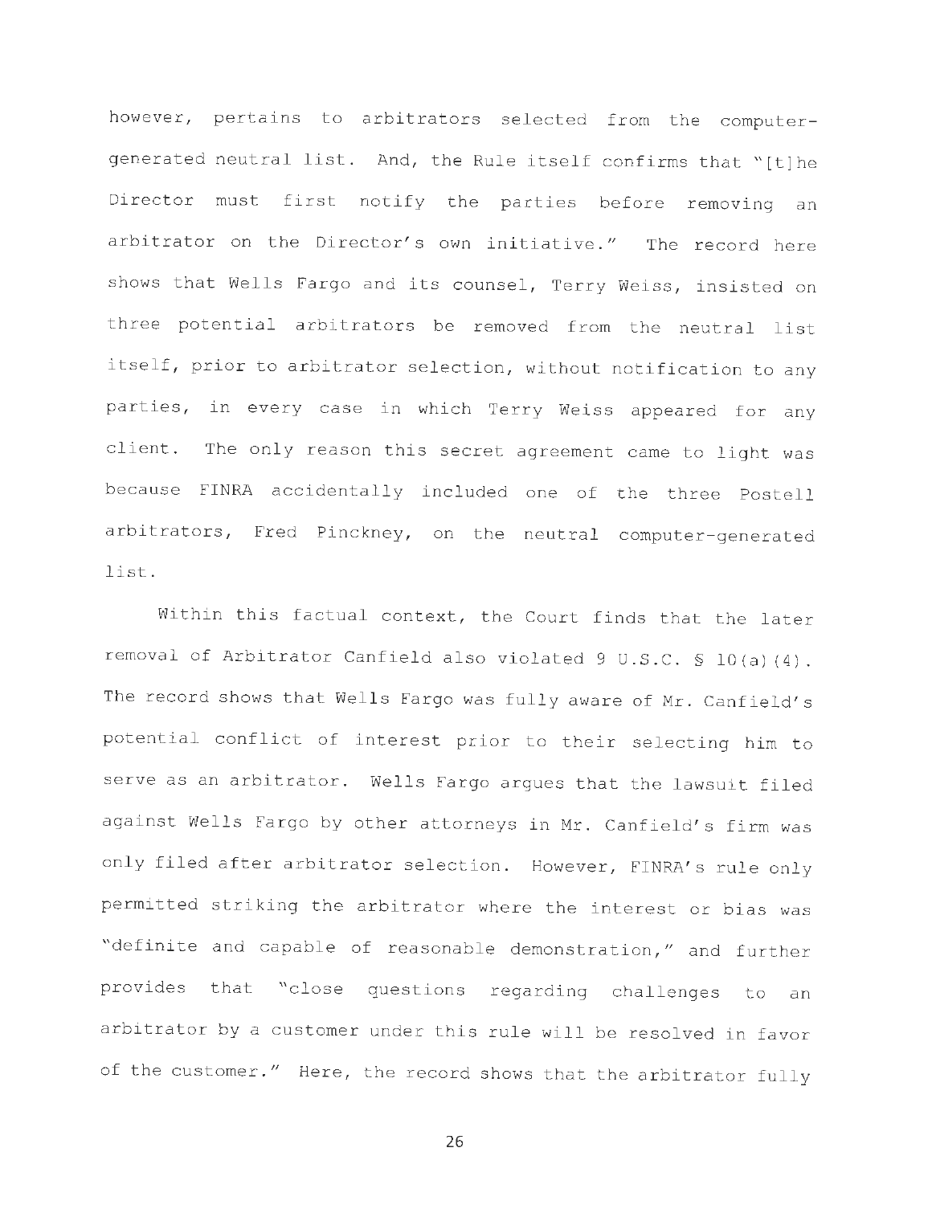however, pertains to arbitrators selected from the computer-generated neutral list. And, the Rule itself confirms that "[t]he Director must first notify the parties before removing an arbitrator on the Director's own initiative." The record here shows that Wells Fargo and its counsel, Terry Weiss, insisted on three potential arbitrators be removed from the neutral list itself, prior to arbitrator selection, without notification to any parties, in every case in which Terry Weiss appeared for any client. The only reason this secret agreement came to light was because FINRA accidentally included one of the three Postell arbitrators, Fred Pinckney, on the neutral computer-generated list.

Within this factual context, the Court finds that the later removal of Arbitrator Canfield also violated 9 U.S.C. § 10(a)(4). The record shows that Wells Fargo was fully aware of Mr. Canfield's potential conflict of interest prior to their selecting him to serve as an arbitrator. Wells Fargo argues that the lawsuit filed against Wells Fargo by other attorneys in Mr. Canfield's firm was only filed after arbitrator selection. However, FINRA's rule only permitted striking the arbitrator where the interest or bias was "definite and capable of reasonable demonstration," and further provides that "close questions regarding challenges to an arbitrator by a customer under this rule will be resolved in favor of the customer." Here, the record shows that the arbitrator fully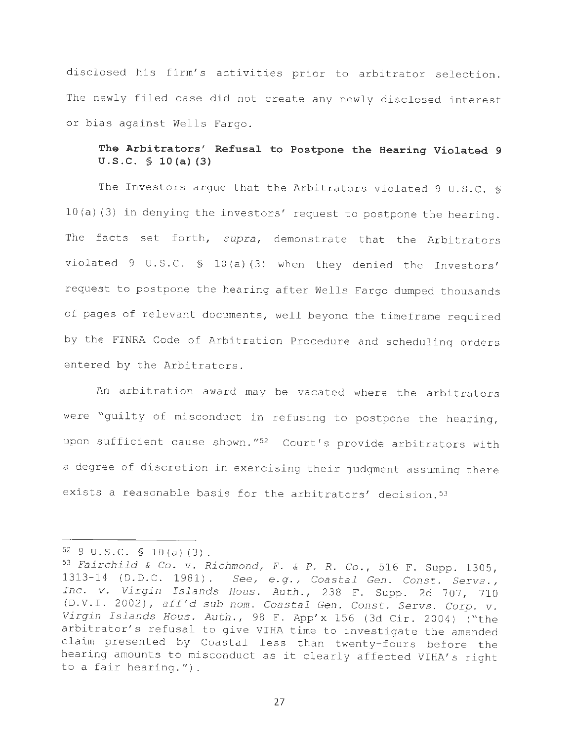disclosed his firm's activities prior to arbitrator selection. The newly filed case did not create any newly disclosed interest or bias against Wells Fargo.

**The Arbitrators' Refusal to Postpone the Hearing Violated 9 U.S.C. § 10(a)(3)**

The Investors argue that the Arbitrators violated 9 U.S.C. § 10(a)(3) in denying the investors' request to postpone the hearing. The facts set forth, *supra*, demonstrate that the Arbitrators violated 9 U.S.C. § 10(a)(3) when they denied the Investors' request to postpone the hearing after Wells Fargo dumped thousands of pages of relevant documents, well beyond the timeframe required by the FINRA Code of Arbitration Procedure and scheduling orders entered by the Arbitrators.

An arbitration award may be vacated where the arbitrators were "guilty of misconduct in refusing to postpone the hearing, upon sufficient cause shown."[52] Court's provide arbitrators with a degree of discretion in exercising their judgment assuming there exists a reasonable basis for the arbitrators' decision.[53]

---

[52] 9 U.S.C. § 10(a)(3).

[53] *Fairchild & Co. v. Richmond, F. & P. R. Co.*, 516 F. Supp. 1305, 1313-14 (D.D.C. 1981). *See, e.g., Coastal Gen. Const. Servs., Inc. v. Virgin Islands Hous. Auth.*, 238 F. Supp. 2d 707, 710 (D.V.I. 2002), *aff'd sub nom. Coastal Gen. Const. Servs. Corp. v. Virgin Islands Hous. Auth.*, 98 F. App'x 156 (3d Cir. 2004) ("the arbitrator's refusal to give VIHA time to investigate the amended claim presented by Coastal less than twenty-fours before the hearing amounts to misconduct as it clearly affected VIHA's right to a fair hearing.").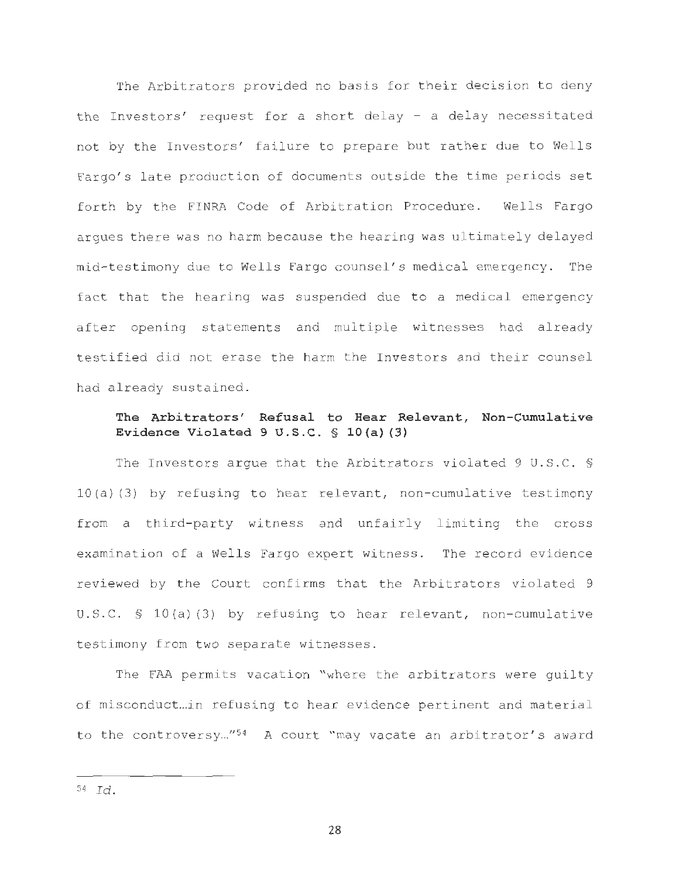The Arbitrators provided no basis for their decision to deny the Investors' request for a short delay – a delay necessitated not by the Investors' failure to prepare but rather due to Wells Fargo's late production of documents outside the time periods set forth by the FINRA Code of Arbitration Procedure. Wells Fargo argues there was no harm because the hearing was ultimately delayed mid-testimony due to Wells Fargo counsel's medical emergency. The fact that the hearing was suspended due to a medical emergency after opening statements and multiple witnesses had already testified did not erase the harm the Investors and their counsel had already sustained.

**The Arbitrators' Refusal to Hear Relevant, Non-Cumulative Evidence Violated 9 U.S.C. § 10(a)(3)**

The Investors argue that the Arbitrators violated 9 U.S.C. § 10(a)(3) by refusing to hear relevant, non-cumulative testimony from a third-party witness and unfairly limiting the cross examination of a Wells Fargo expert witness. The record evidence reviewed by the Court confirms that the Arbitrators violated 9 U.S.C. § 10(a)(3) by refusing to hear relevant, non-cumulative testimony from two separate witnesses.

The FAA permits vacation "where the arbitrators were guilty of misconduct…in refusing to hear evidence pertinent and material to the controversy…"[54] A court "may vacate an arbitrator's award

---

[54] *Id.*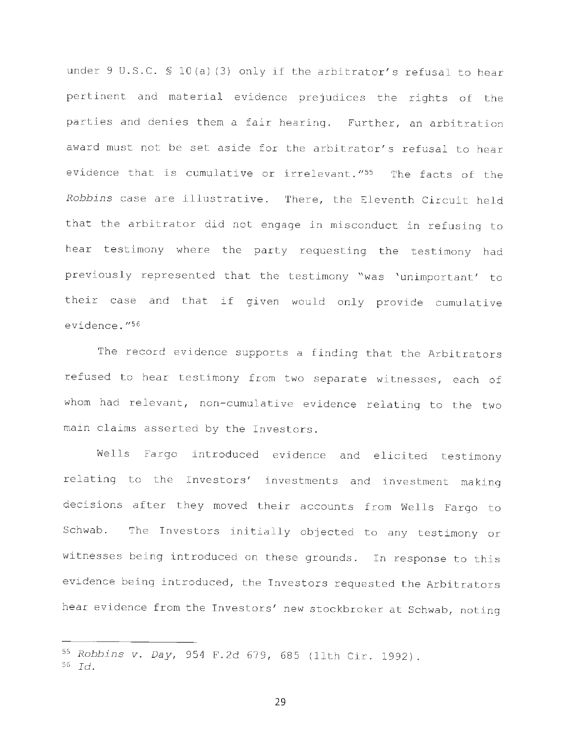under 9 U.S.C. § 10(a)(3) only if the arbitrator's refusal to hear pertinent and material evidence prejudices the rights of the parties and denies them a fair hearing. Further, an arbitration award must not be set aside for the arbitrator's refusal to hear evidence that is cumulative or irrelevant."[55] The facts of the *Robbins* case are illustrative. There, the Eleventh Circuit held that the arbitrator did not engage in misconduct in refusing to hear testimony where the party requesting the testimony had previously represented that the testimony "was 'unimportant' to their case and that if given would only provide cumulative evidence."[56]

The record evidence supports a finding that the Arbitrators refused to hear testimony from two separate witnesses, each of whom had relevant, non-cumulative evidence relating to the two main claims asserted by the Investors.

Wells Fargo introduced evidence and elicited testimony relating to the Investors' investments and investment making decisions after they moved their accounts from Wells Fargo to Schwab. The Investors initially objected to any testimony or witnesses being introduced on these grounds. In response to this evidence being introduced, the Investors requested the Arbitrators hear evidence from the Investors' new stockbroker at Schwab, noting

---

[55] *Robbins v. Day*, 954 F.2d 679, 685 (11th Cir. 1992).

[56] *Id.*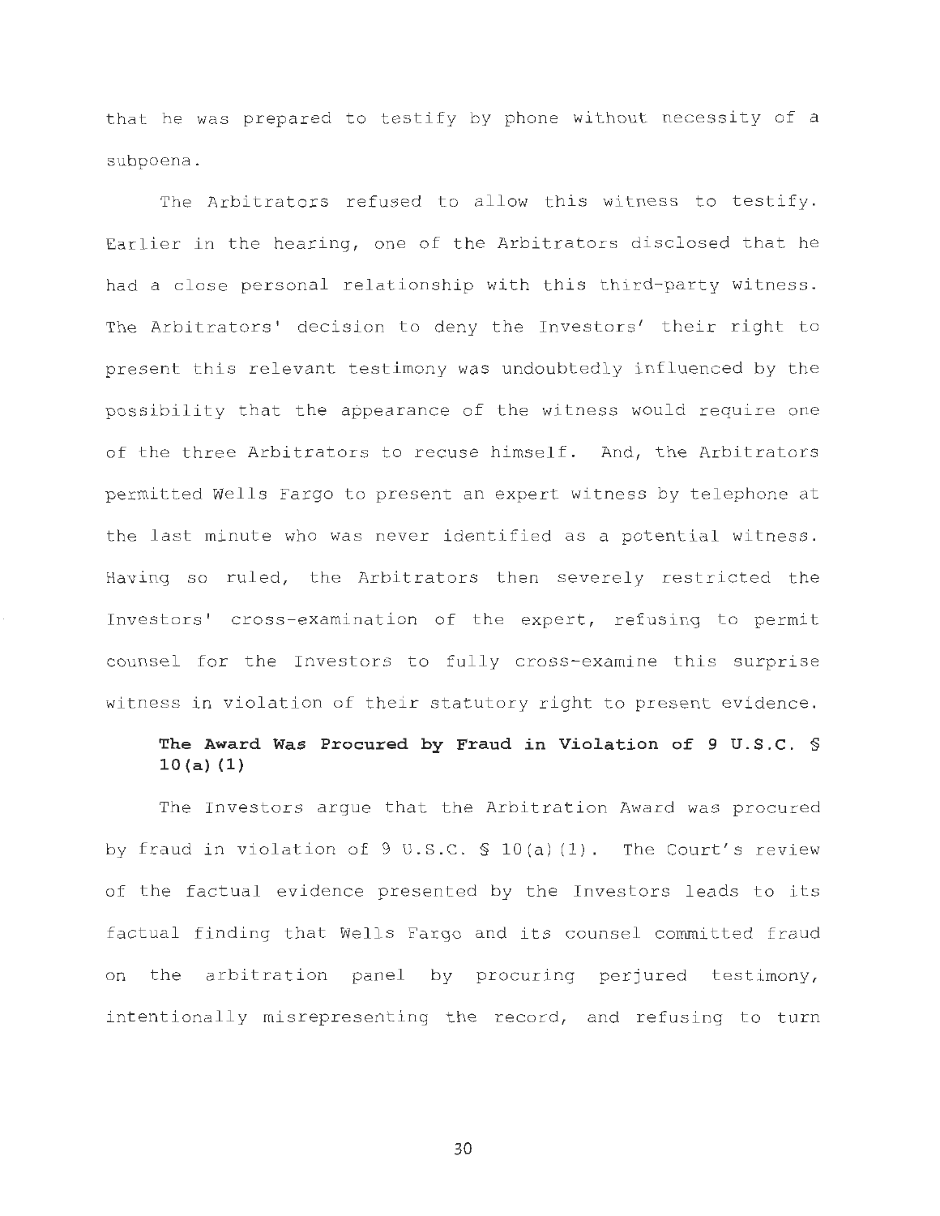that he was prepared to testify by phone without necessity of a subpoena.

The Arbitrators refused to allow this witness to testify. Earlier in the hearing, one of the Arbitrators disclosed that he had a close personal relationship with this third-party witness. The Arbitrators' decision to deny the Investors' their right to present this relevant testimony was undoubtedly influenced by the possibility that the appearance of the witness would require one of the three Arbitrators to recuse himself. And, the Arbitrators permitted Wells Fargo to present an expert witness by telephone at the last minute who was never identified as a potential witness. Having so ruled, the Arbitrators then severely restricted the Investors' cross-examination of the expert, refusing to permit counsel for the Investors to fully cross-examine this surprise witness in violation of their statutory right to present evidence.

**The Award Was Procured by Fraud in Violation of 9 U.S.C. § 10(a)(1)**

The Investors argue that the Arbitration Award was procured by fraud in violation of 9 U.S.C. § 10(a)(1). The Court's review of the factual evidence presented by the Investors leads to its factual finding that Wells Fargo and its counsel committed fraud on the arbitration panel by procuring perjured testimony, intentionally misrepresenting the record, and refusing to turn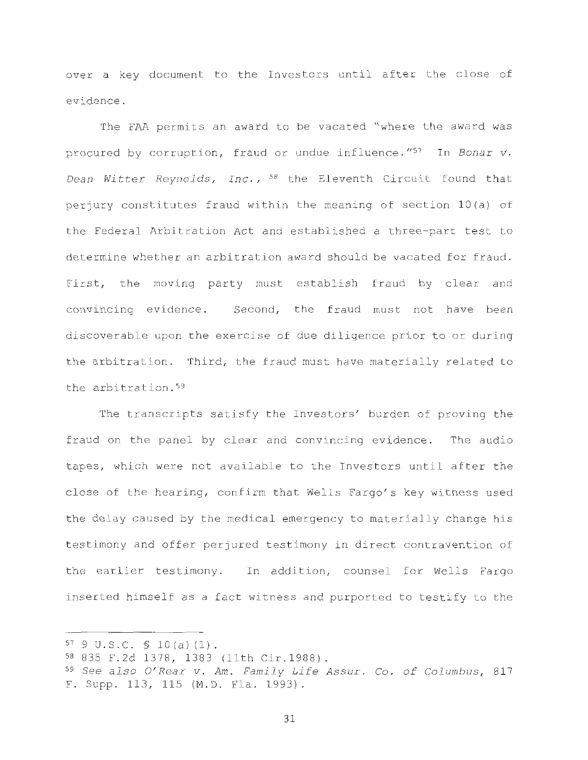over a key document to the Investors until after the close of evidence.

The FAA permits an award to be vacated "where the award was procured by corruption, fraud or undue influence."[57] In *Bonar v. Dean Witter Reynolds, Inc.*,[58] the Eleventh Circuit found that perjury constitutes fraud within the meaning of section 10(a) of the Federal Arbitration Act and established a three-part test to determine whether an arbitration award should be vacated for fraud. First, the moving party must establish fraud by clear and convincing evidence. Second, the fraud must not have been discoverable upon the exercise of due diligence prior to or during the arbitration. Third, the fraud must have materially related to the arbitration.[59]

The transcripts satisfy the Investors' burden of proving the fraud on the panel by clear and convincing evidence. The audio tapes, which were not available to the Investors until after the close of the hearing, confirm that Wells Fargo's key witness used the delay caused by the medical emergency to materially change his testimony and offer perjured testimony in direct contravention of the earlier testimony. In addition, counsel for Wells Fargo inserted himself as a fact witness and purported to testify to the

---

[57] 9 U.S.C. § 10(a)(1).

[58] 835 F.2d 1378, 1383 (11th Cir.1988).

[59] *See also O'Rear v. Am. Family Life Assur. Co. of Columbus*, 817 F. Supp. 113, 115 (M.D. Fla. 1993).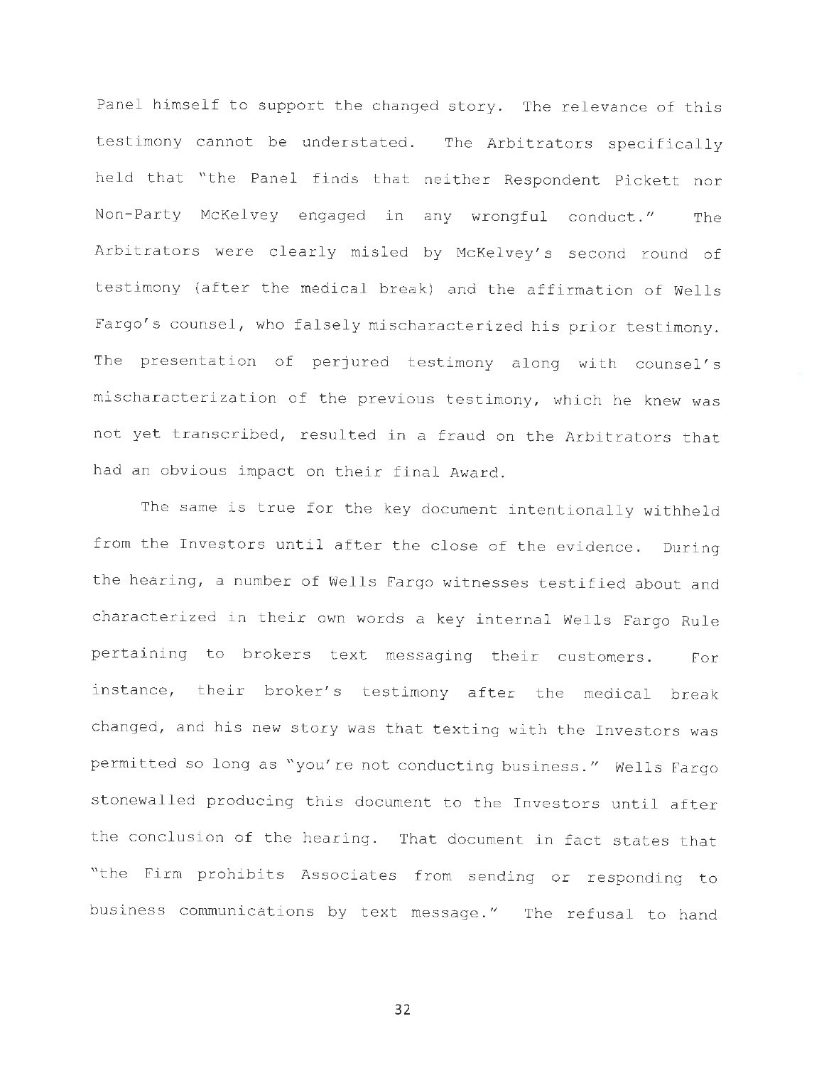Panel himself to support the changed story. The relevance of this testimony cannot be understated. The Arbitrators specifically held that "the Panel finds that neither Respondent Pickett nor Non-Party McKelvey engaged in any wrongful conduct." The Arbitrators were clearly misled by McKelvey's second round of testimony (after the medical break) and the affirmation of Wells Fargo's counsel, who falsely mischaracterized his prior testimony. The presentation of perjured testimony along with counsel's mischaracterization of the previous testimony, which he knew was not yet transcribed, resulted in a fraud on the Arbitrators that had an obvious impact on their final Award.

The same is true for the key document intentionally withheld from the Investors until after the close of the evidence. During the hearing, a number of Wells Fargo witnesses testified about and characterized in their own words a key internal Wells Fargo Rule pertaining to brokers text messaging their customers. For instance, their broker's testimony after the medical break changed, and his new story was that texting with the Investors was permitted so long as "you're not conducting business." Wells Fargo stonewalled producing this document to the Investors until after the conclusion of the hearing. That document in fact states that "the Firm prohibits Associates from sending or responding to business communications by text message." The refusal to hand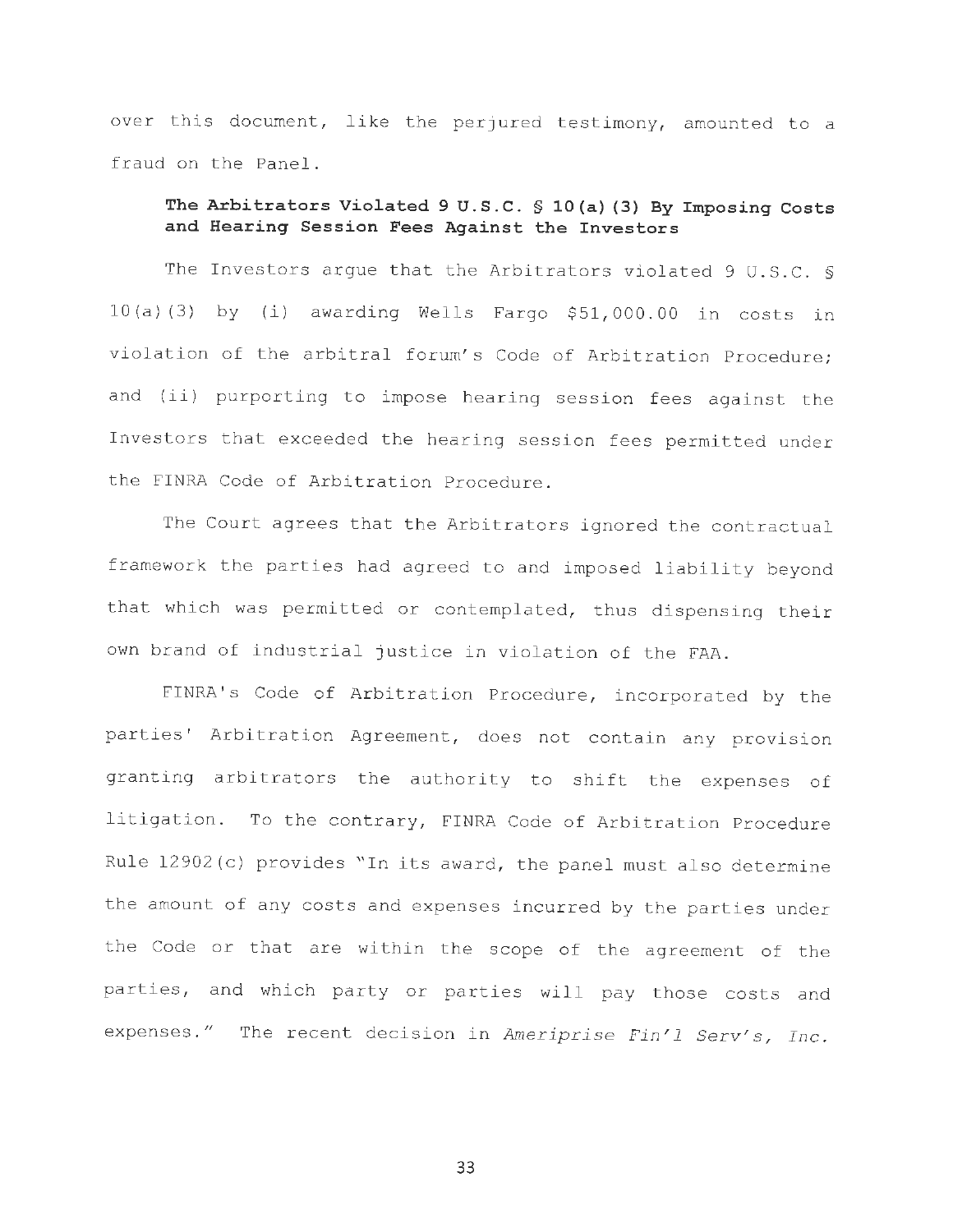over this document, like the perjured testimony, amounted to a fraud on the Panel.

### The Arbitrators Violated 9 U.S.C. § 10(a)(3) By Imposing Costs and Hearing Session Fees Against the Investors

The Investors argue that the Arbitrators violated 9 U.S.C. § 10(a)(3) by (i) awarding Wells Fargo $51,000.00 in costs in violation of the arbitral forum's Code of Arbitration Procedure; and (ii) purporting to impose hearing session fees against the Investors that exceeded the hearing session fees permitted under the FINRA Code of Arbitration Procedure.

The Court agrees that the Arbitrators ignored the contractual framework the parties had agreed to and imposed liability beyond that which was permitted or contemplated, thus dispensing their own brand of industrial justice in violation of the FAA.

FINRA's Code of Arbitration Procedure, incorporated by the parties' Arbitration Agreement, does not contain any provision granting arbitrators the authority to shift the expenses of litigation. To the contrary, FINRA Code of Arbitration Procedure Rule 12902(c) provides "In its award, the panel must also determine the amount of any costs and expenses incurred by the parties under the Code or that are within the scope of the agreement of the parties, and which party or parties will pay those costs and expenses." The recent decision in *Ameriprise Fin'l Serv's, Inc.*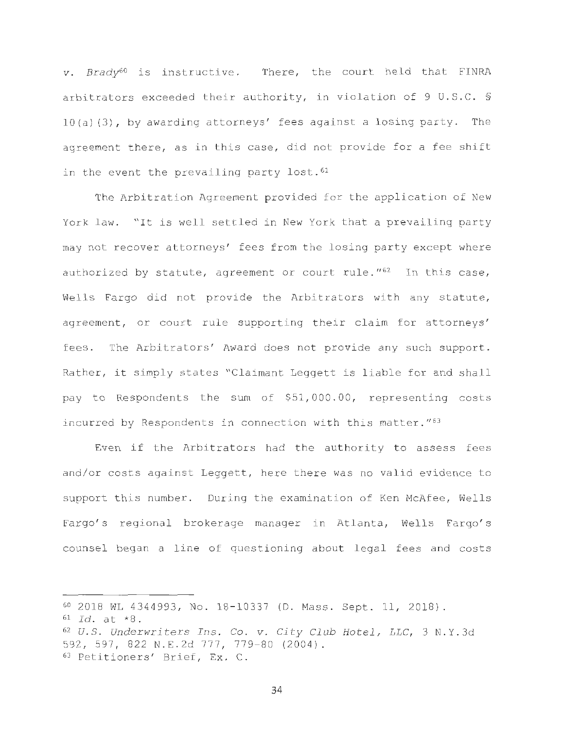*v. Brady*[60] is instructive. There, the court held that FINRA arbitrators exceeded their authority, in violation of 9 U.S.C. § 10(a)(3), by awarding attorneys' fees against a losing party. The agreement there, as in this case, did not provide for a fee shift in the event the prevailing party lost.[61]

The Arbitration Agreement provided for the application of New York law. "It is well settled in New York that a prevailing party may not recover attorneys' fees from the losing party except where authorized by statute, agreement or court rule."[62] In this case, Wells Fargo did not provide the Arbitrators with any statute, agreement, or court rule supporting their claim for attorneys' fees. The Arbitrators' Award does not provide any such support. Rather, it simply states "Claimant Leggett is liable for and shall pay to Respondents the sum of $51,000.00, representing costs incurred by Respondents in connection with this matter."[63]

Even if the Arbitrators had the authority to assess fees and/or costs against Leggett, here there was no valid evidence to support this number. During the examination of Ken McAfee, Wells Fargo's regional brokerage manager in Atlanta, Wells Fargo's counsel began a line of questioning about legal fees and costs

---

[60] 2018 WL 4344993, No. 18-10337 (D. Mass. Sept. 11, 2018).
[61] *Id.* at *8.
[62] *U.S. Underwriters Ins. Co. v. City Club Hotel, LLC*, 3 N.Y.3d 592, 597, 822 N.E.2d 777, 779-80 (2004).
[63] Petitioners' Brief, Ex. C.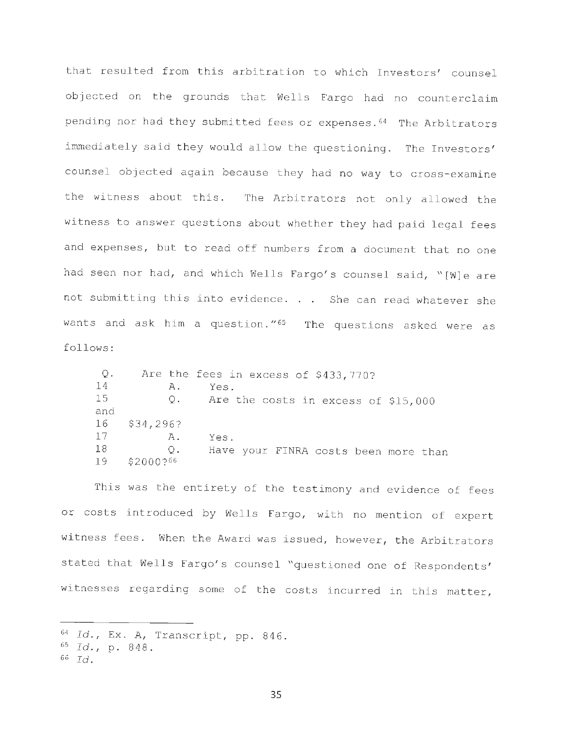that resulted from this arbitration to which Investors' counsel objected on the grounds that Wells Fargo had no counterclaim pending nor had they submitted fees or expenses.[64] The Arbitrators immediately said they would allow the questioning. The Investors' counsel objected again because they had no way to cross-examine the witness about this. The Arbitrators not only allowed the witness to answer questions about whether they had paid legal fees and expenses, but to read off numbers from a document that no one had seen nor had, and which Wells Fargo's counsel said, "[W]e are not submitting this into evidence. . . She can read whatever she wants and ask him a question."[65] The questions asked were as follows:

```
Q.     Are the fees in excess of $433,770?
14          A.    Yes.
15          Q.    Are the costs in excess of $15,000
and
16   $34,296?
17          A.    Yes.
18          Q.    Have your FINRA costs been more than
19   $2000?[66]
```

This was the entirety of the testimony and evidence of fees or costs introduced by Wells Fargo, with no mention of expert witness fees. When the Award was issued, however, the Arbitrators stated that Wells Fargo's counsel "questioned one of Respondents' witnesses regarding some of the costs incurred in this matter,

---

[64] *Id.*, Ex. A, Transcript, pp. 846.

[65] *Id.*, p. 848.

[66] *Id.*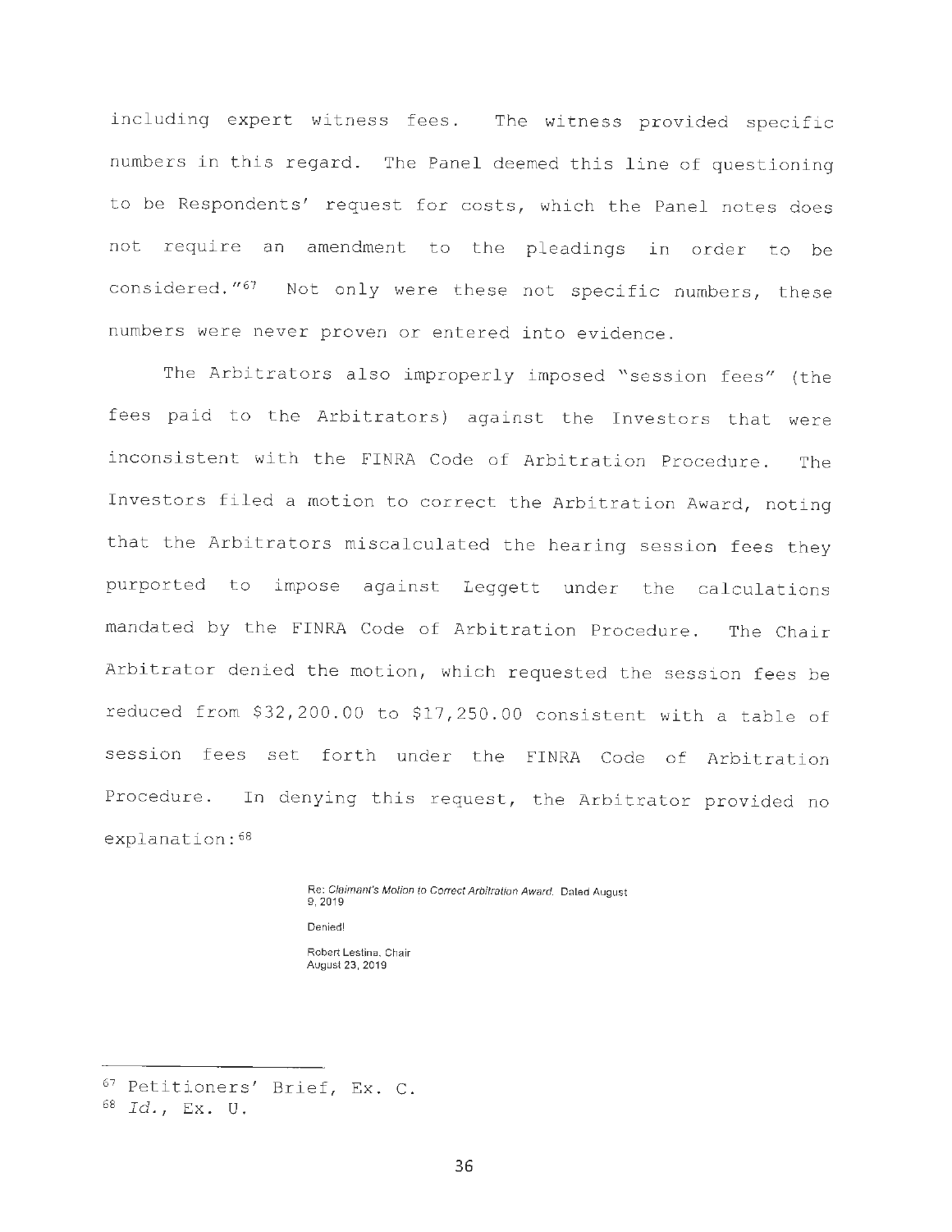including expert witness fees. The witness provided specific numbers in this regard. The Panel deemed this line of questioning to be Respondents' request for costs, which the Panel notes does not require an amendment to the pleadings in order to be considered."[67] Not only were these not specific numbers, these numbers were never proven or entered into evidence.

The Arbitrators also improperly imposed "session fees" (the fees paid to the Arbitrators) against the Investors that were inconsistent with the FINRA Code of Arbitration Procedure. The Investors filed a motion to correct the Arbitration Award, noting that the Arbitrators miscalculated the hearing session fees they purported to impose against Leggett under the calculations mandated by the FINRA Code of Arbitration Procedure. The Chair Arbitrator denied the motion, which requested the session fees be reduced from $32,200.00 to $17,250.00 consistent with a table of session fees set forth under the FINRA Code of Arbitration Procedure. In denying this request, the Arbitrator provided no explanation:[68]

> Re: *Claimant's Motion to Correct Arbitration Award.* Dated August 9, 2019
>
> Denied!
>
> Robert Lestina, Chair
> August 23, 2019

---

[67] Petitioners' Brief, Ex. C.

[68] *Id.*, Ex. U.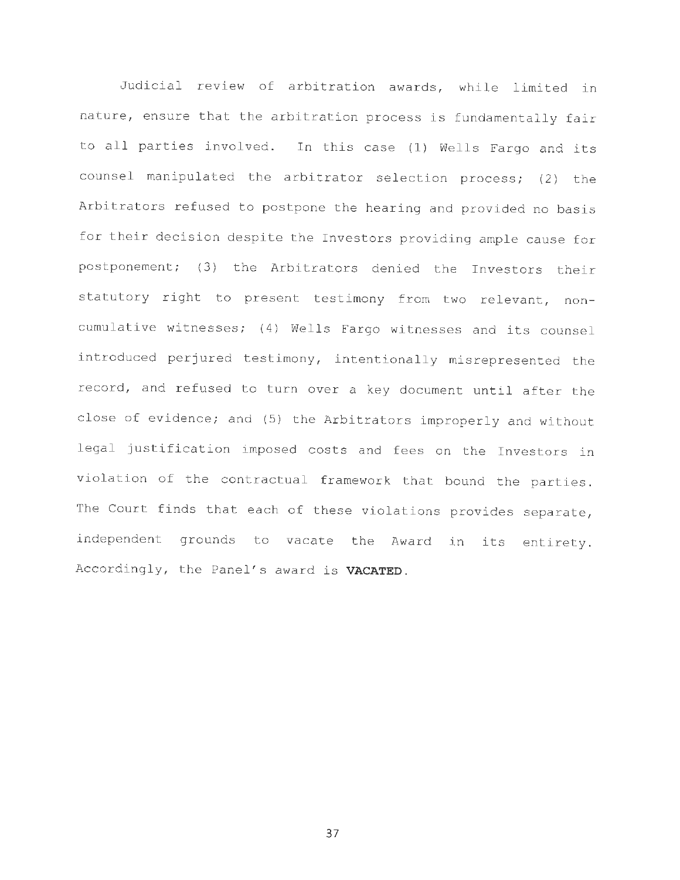Judicial review of arbitration awards, while limited in nature, ensure that the arbitration process is fundamentally fair to all parties involved. In this case (1) Wells Fargo and its counsel manipulated the arbitrator selection process; (2) the Arbitrators refused to postpone the hearing and provided no basis for their decision despite the Investors providing ample cause for postponement; (3) the Arbitrators denied the Investors their statutory right to present testimony from two relevant, non-cumulative witnesses; (4) Wells Fargo witnesses and its counsel introduced perjured testimony, intentionally misrepresented the record, and refused to turn over a key document until after the close of evidence; and (5) the Arbitrators improperly and without legal justification imposed costs and fees on the Investors in violation of the contractual framework that bound the parties. The Court finds that each of these violations provides separate, independent grounds to vacate the Award in its entirety. Accordingly, the Panel's award is **VACATED**.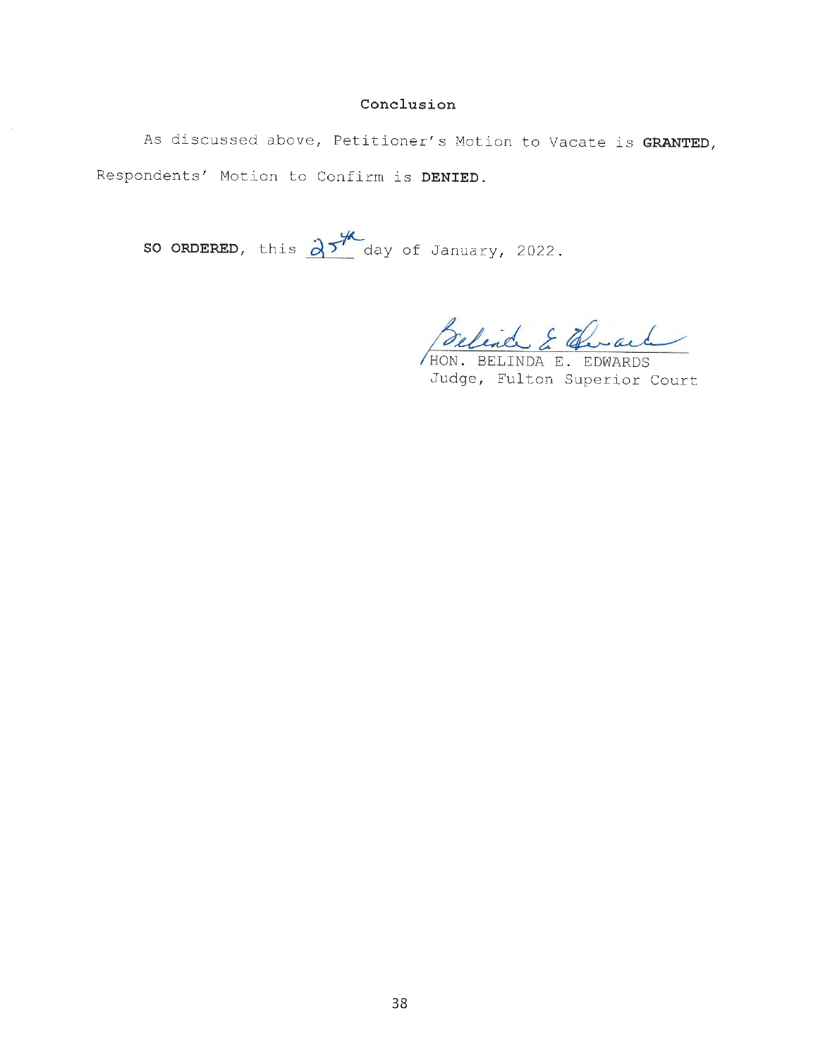## Conclusion

As discussed above, Petitioner's Motion to Vacate is **GRANTED**, Respondents' Motion to Confirm is **DENIED**.

**SO ORDERED**, this 25th day of January, 2022.

HON. BELINDA E. EDWARDS
Judge, Fulton Superior Court